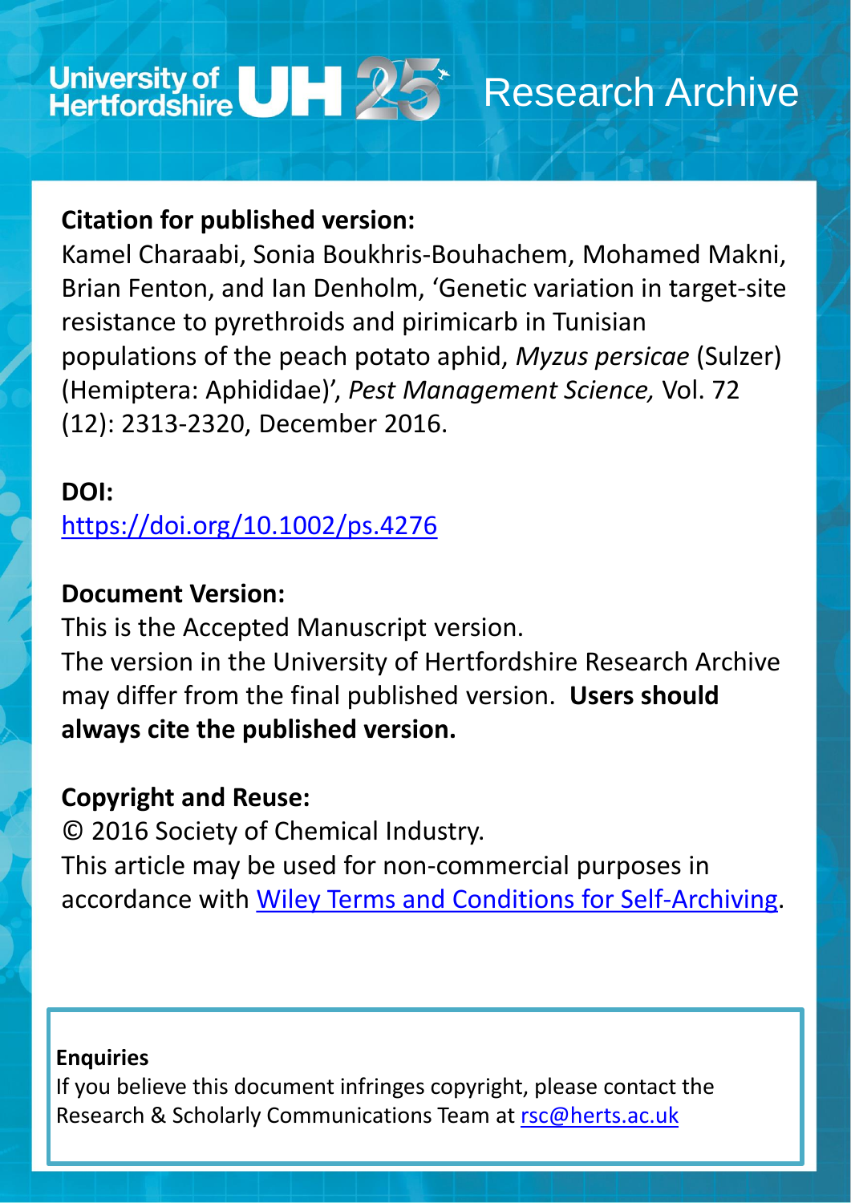University of Hertfordshire UH 25 Research Archive

**Citation for published version:**
Kamel Charaabi, Sonia Boukhris-Bouhachem, Mohamed Makni, Brian Fenton, and Ian Denholm, 'Genetic variation in target-site resistance to pyrethroids and pirimicarb in Tunisian populations of the peach potato aphid, *Myzus persicae* (Sulzer) (Hemiptera: Aphididae)', *Pest Management Science,* Vol. 72 (12): 2313-2320, December 2016.

**DOI:**
https://doi.org/10.1002/ps.4276

**Document Version:**
This is the Accepted Manuscript version.
The version in the University of Hertfordshire Research Archive may differ from the final published version. **Users should always cite the published version.**

**Copyright and Reuse:**
© 2016 Society of Chemical Industry.
This article may be used for non-commercial purposes in accordance with Wiley Terms and Conditions for Self-Archiving.

**Enquiries**
If you believe this document infringes copyright, please contact the Research & Scholarly Communications Team at rsc@herts.ac.uk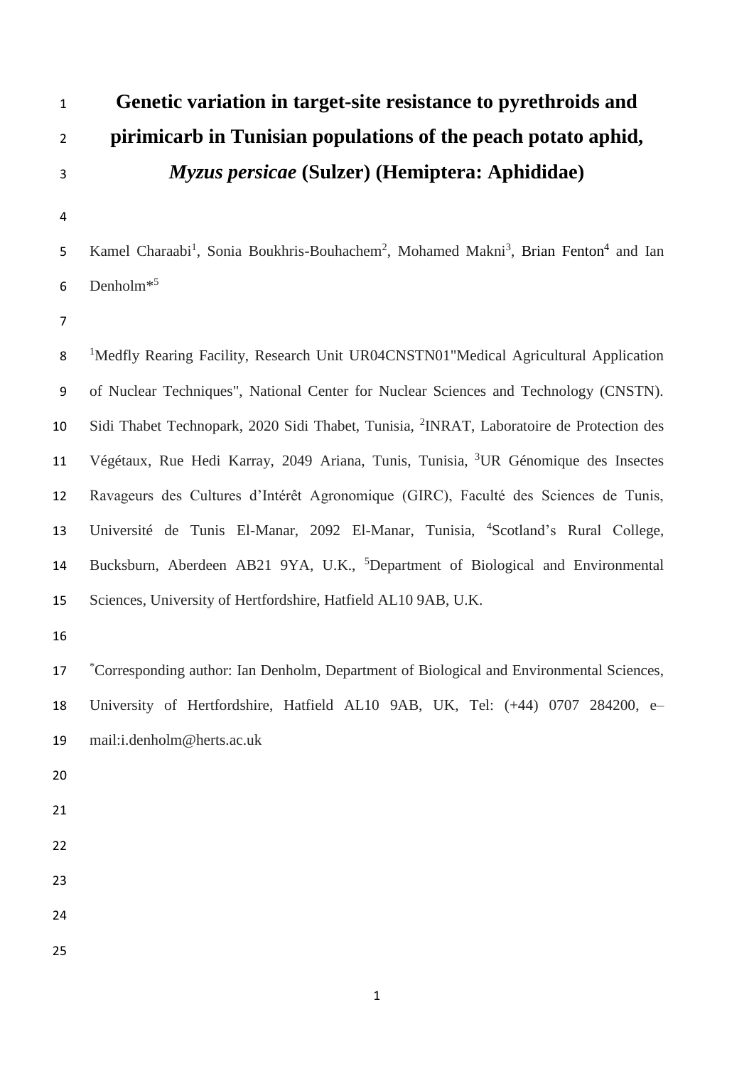# Genetic variation in target-site resistance to pyrethroids and pirimicarb in Tunisian populations of the peach potato aphid, *Myzus persicae* (Sulzer) (Hemiptera: Aphididae)

Kamel Charaabi[1], Sonia Boukhris-Bouhachem[2], Mohamed Makni[3], Brian Fenton[4] and Ian Denholm*[5]

[1]Medfly Rearing Facility, Research Unit UR04CNSTN01"Medical Agricultural Application of Nuclear Techniques", National Center for Nuclear Sciences and Technology (CNSTN). Sidi Thabet Technopark, 2020 Sidi Thabet, Tunisia, [2]INRAT, Laboratoire de Protection des Végétaux, Rue Hedi Karray, 2049 Ariana, Tunis, Tunisia, [3]UR Génomique des Insectes Ravageurs des Cultures d'Intérêt Agronomique (GIRC), Faculté des Sciences de Tunis, Université de Tunis El-Manar, 2092 El-Manar, Tunisia, [4]Scotland's Rural College, Bucksburn, Aberdeen AB21 9YA, U.K., [5]Department of Biological and Environmental Sciences, University of Hertfordshire, Hatfield AL10 9AB, U.K.

[*]Corresponding author: Ian Denholm, Department of Biological and Environmental Sciences, University of Hertfordshire, Hatfield AL10 9AB, UK, Tel: (+44) 0707 284200, e–mail:i.denholm@herts.ac.uk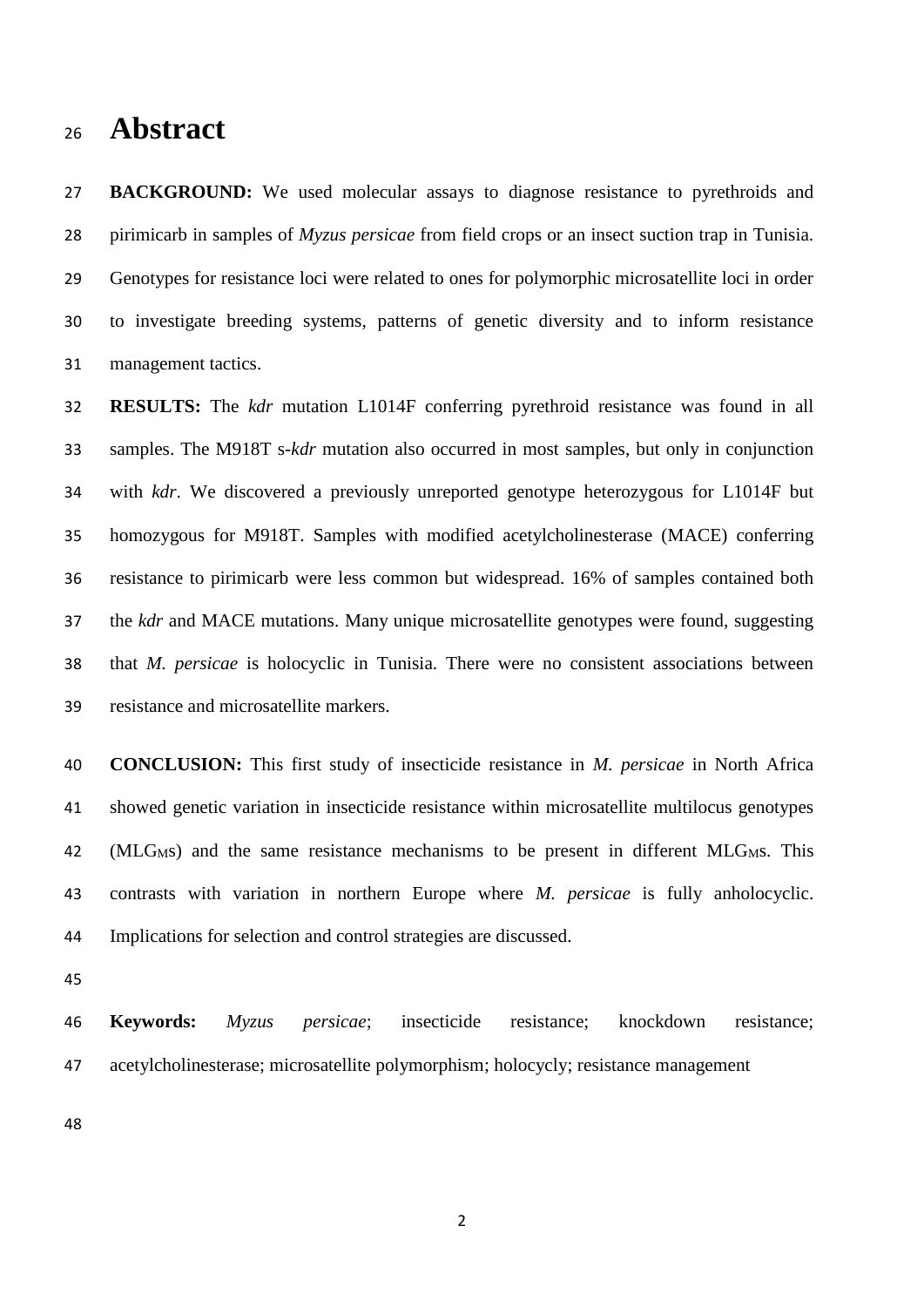# Abstract

**BACKGROUND:** We used molecular assays to diagnose resistance to pyrethroids and pirimicarb in samples of *Myzus persicae* from field crops or an insect suction trap in Tunisia. Genotypes for resistance loci were related to ones for polymorphic microsatellite loci in order to investigate breeding systems, patterns of genetic diversity and to inform resistance management tactics.

**RESULTS:** The *kdr* mutation L1014F conferring pyrethroid resistance was found in all samples. The M918T s-*kdr* mutation also occurred in most samples, but only in conjunction with *kdr*. We discovered a previously unreported genotype heterozygous for L1014F but homozygous for M918T. Samples with modified acetylcholinesterase (MACE) conferring resistance to pirimicarb were less common but widespread. 16% of samples contained both the *kdr* and MACE mutations. Many unique microsatellite genotypes were found, suggesting that *M. persicae* is holocyclic in Tunisia. There were no consistent associations between resistance and microsatellite markers.

**CONCLUSION:** This first study of insecticide resistance in *M. persicae* in North Africa showed genetic variation in insecticide resistance within microsatellite multilocus genotypes ($MLG_{MS}$) and the same resistance mechanisms to be present in different $MLG_{MS}$s. This contrasts with variation in northern Europe where *M. persicae* is fully anholocyclic. Implications for selection and control strategies are discussed.

**Keywords:** *Myzus persicae*; insecticide resistance; knockdown resistance; acetylcholinesterase; microsatellite polymorphism; holocycly; resistance management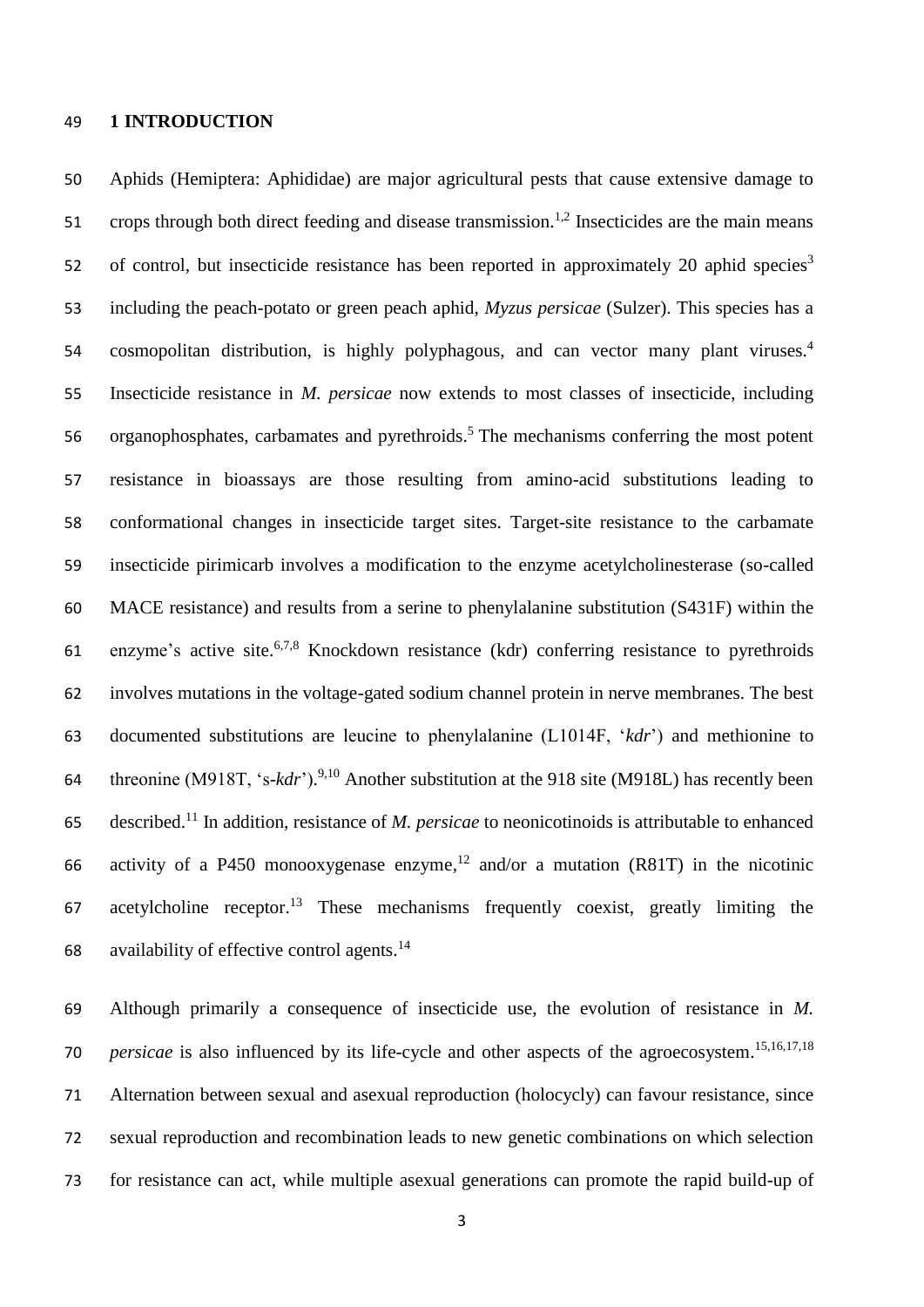## 1 INTRODUCTION

Aphids (Hemiptera: Aphididae) are major agricultural pests that cause extensive damage to crops through both direct feeding and disease transmission.[1,2] Insecticides are the main means of control, but insecticide resistance has been reported in approximately 20 aphid species[3] including the peach-potato or green peach aphid, *Myzus persicae* (Sulzer). This species has a cosmopolitan distribution, is highly polyphagous, and can vector many plant viruses.[4] Insecticide resistance in *M. persicae* now extends to most classes of insecticide, including organophosphates, carbamates and pyrethroids.[5] The mechanisms conferring the most potent resistance in bioassays are those resulting from amino-acid substitutions leading to conformational changes in insecticide target sites. Target-site resistance to the carbamate insecticide pirimicarb involves a modification to the enzyme acetylcholinesterase (so-called MACE resistance) and results from a serine to phenylalanine substitution (S431F) within the enzyme's active site.[6,7,8] Knockdown resistance (kdr) conferring resistance to pyrethroids involves mutations in the voltage-gated sodium channel protein in nerve membranes. The best documented substitutions are leucine to phenylalanine (L1014F, '*kdr*') and methionine to threonine (M918T, 's-*kdr*').[9,10] Another substitution at the 918 site (M918L) has recently been described.[11] In addition, resistance of *M. persicae* to neonicotinoids is attributable to enhanced activity of a P450 monooxygenase enzyme,[12] and/or a mutation (R81T) in the nicotinic acetylcholine receptor.[13] These mechanisms frequently coexist, greatly limiting the availability of effective control agents.[14]

Although primarily a consequence of insecticide use, the evolution of resistance in *M. persicae* is also influenced by its life-cycle and other aspects of the agroecosystem.[15,16,17,18] Alternation between sexual and asexual reproduction (holocycly) can favour resistance, since sexual reproduction and recombination leads to new genetic combinations on which selection for resistance can act, while multiple asexual generations can promote the rapid build-up of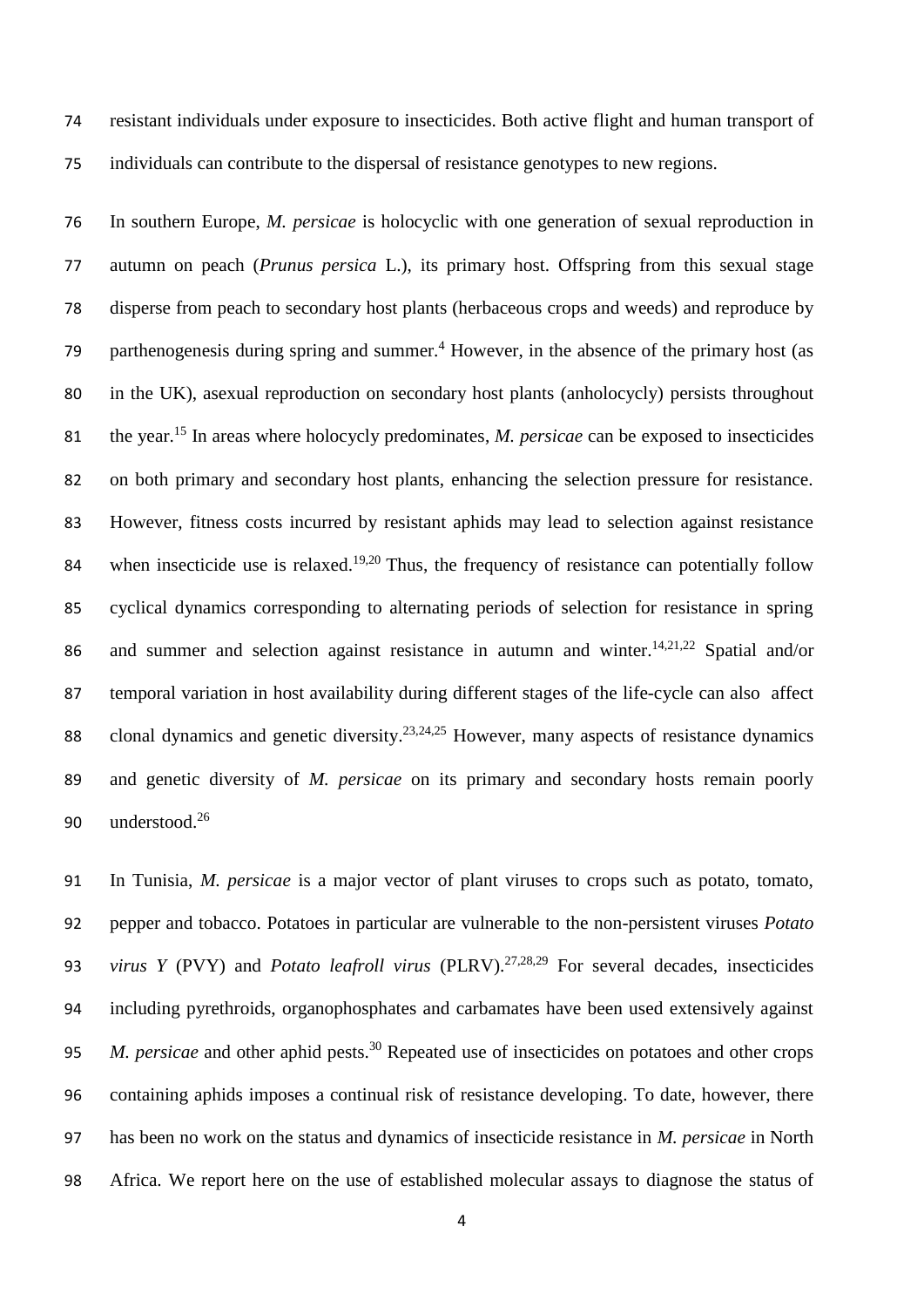resistant individuals under exposure to insecticides. Both active flight and human transport of individuals can contribute to the dispersal of resistance genotypes to new regions.

In southern Europe, *M. persicae* is holocyclic with one generation of sexual reproduction in autumn on peach (*Prunus persica* L.), its primary host. Offspring from this sexual stage disperse from peach to secondary host plants (herbaceous crops and weeds) and reproduce by parthenogenesis during spring and summer.[4] However, in the absence of the primary host (as in the UK), asexual reproduction on secondary host plants (anholocycly) persists throughout the year.[15] In areas where holocycly predominates, *M. persicae* can be exposed to insecticides on both primary and secondary host plants, enhancing the selection pressure for resistance. However, fitness costs incurred by resistant aphids may lead to selection against resistance when insecticide use is relaxed.[19,20] Thus, the frequency of resistance can potentially follow cyclical dynamics corresponding to alternating periods of selection for resistance in spring and summer and selection against resistance in autumn and winter.[14,21,22] Spatial and/or temporal variation in host availability during different stages of the life-cycle can also affect clonal dynamics and genetic diversity.[23,24,25] However, many aspects of resistance dynamics and genetic diversity of *M. persicae* on its primary and secondary hosts remain poorly understood.[26]

In Tunisia, *M. persicae* is a major vector of plant viruses to crops such as potato, tomato, pepper and tobacco. Potatoes in particular are vulnerable to the non-persistent viruses *Potato virus Y* (PVY) and *Potato leafroll virus* (PLRV).[27,28,29] For several decades, insecticides including pyrethroids, organophosphates and carbamates have been used extensively against *M. persicae* and other aphid pests.[30] Repeated use of insecticides on potatoes and other crops containing aphids imposes a continual risk of resistance developing. To date, however, there has been no work on the status and dynamics of insecticide resistance in *M. persicae* in North Africa. We report here on the use of established molecular assays to diagnose the status of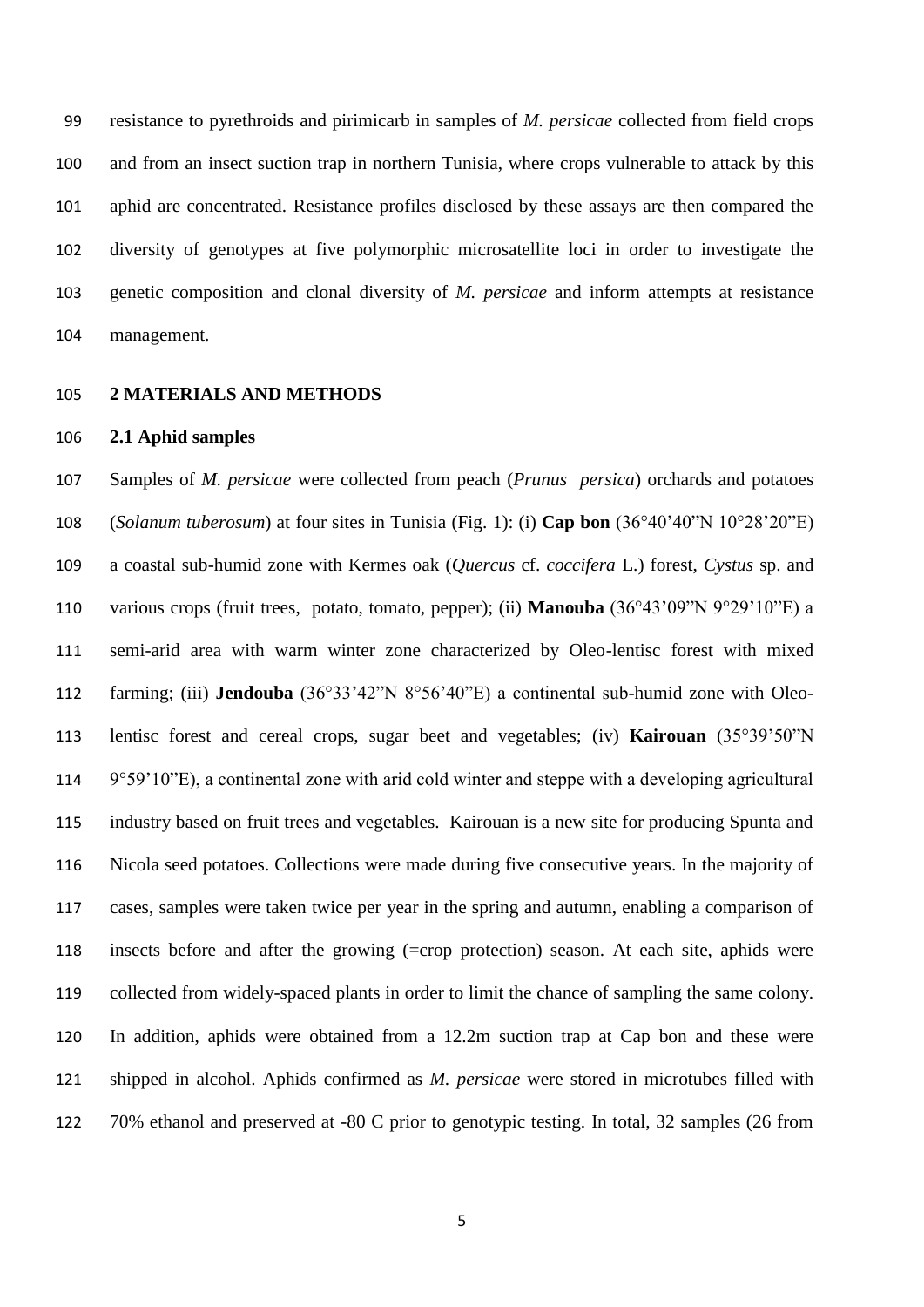resistance to pyrethroids and pirimicarb in samples of *M. persicae* collected from field crops and from an insect suction trap in northern Tunisia, where crops vulnerable to attack by this aphid are concentrated. Resistance profiles disclosed by these assays are then compared the diversity of genotypes at five polymorphic microsatellite loci in order to investigate the genetic composition and clonal diversity of *M. persicae* and inform attempts at resistance management.

## 2 MATERIALS AND METHODS

### 2.1 Aphid samples

Samples of *M. persicae* were collected from peach (*Prunus persica*) orchards and potatoes (*Solanum tuberosum*) at four sites in Tunisia (Fig. 1): (i) **Cap bon** (36°40'40"N 10°28'20"E) a coastal sub-humid zone with Kermes oak (*Quercus* cf. *coccifera* L.) forest, *Cystus* sp. and various crops (fruit trees, potato, tomato, pepper); (ii) **Manouba** (36°43'09"N 9°29'10"E) a semi-arid area with warm winter zone characterized by Oleo-lentisc forest with mixed farming; (iii) **Jendouba** (36°33'42"N 8°56'40"E) a continental sub-humid zone with Oleo-lentisc forest and cereal crops, sugar beet and vegetables; (iv) **Kairouan** (35°39'50"N 9°59'10"E), a continental zone with arid cold winter and steppe with a developing agricultural industry based on fruit trees and vegetables. Kairouan is a new site for producing Spunta and Nicola seed potatoes. Collections were made during five consecutive years. In the majority of cases, samples were taken twice per year in the spring and autumn, enabling a comparison of insects before and after the growing (=crop protection) season. At each site, aphids were collected from widely-spaced plants in order to limit the chance of sampling the same colony. In addition, aphids were obtained from a 12.2m suction trap at Cap bon and these were shipped in alcohol. Aphids confirmed as *M. persicae* were stored in microtubes filled with 70% ethanol and preserved at -80 C prior to genotypic testing. In total, 32 samples (26 from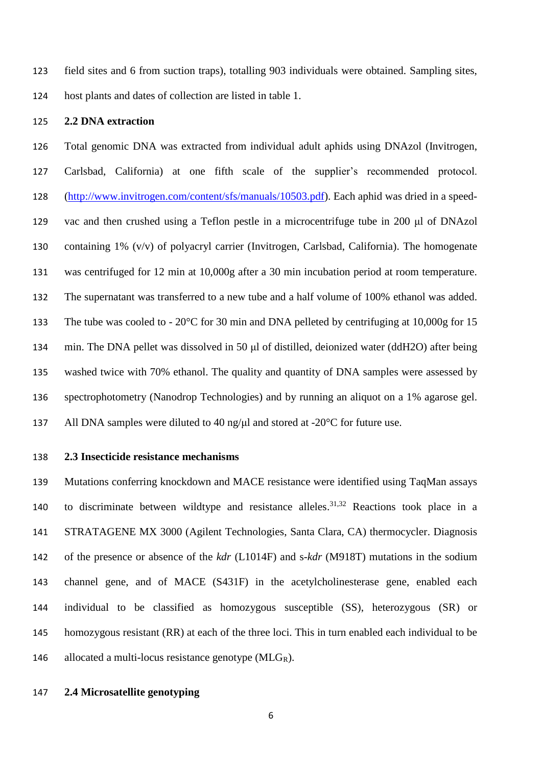field sites and 6 from suction traps), totalling 903 individuals were obtained. Sampling sites, host plants and dates of collection are listed in table 1.

### 2.2 DNA extraction

Total genomic DNA was extracted from individual adult aphids using DNAzol (Invitrogen, Carlsbad, California) at one fifth scale of the supplier's recommended protocol. (http://www.invitrogen.com/content/sfs/manuals/10503.pdf). Each aphid was dried in a speed-vac and then crushed using a Teflon pestle in a microcentrifuge tube in 200 μl of DNAzol containing 1% (v/v) of polyacryl carrier (Invitrogen, Carlsbad, California). The homogenate was centrifuged for 12 min at 10,000g after a 30 min incubation period at room temperature. The supernatant was transferred to a new tube and a half volume of 100% ethanol was added. The tube was cooled to - 20°C for 30 min and DNA pelleted by centrifuging at 10,000g for 15 min. The DNA pellet was dissolved in 50 μl of distilled, deionized water (ddH2O) after being washed twice with 70% ethanol. The quality and quantity of DNA samples were assessed by spectrophotometry (Nanodrop Technologies) and by running an aliquot on a 1% agarose gel. All DNA samples were diluted to 40 ng/μl and stored at -20°C for future use.

### 2.3 Insecticide resistance mechanisms

Mutations conferring knockdown and MACE resistance were identified using TaqMan assays to discriminate between wildtype and resistance alleles.[31,32] Reactions took place in a STRATAGENE MX 3000 (Agilent Technologies, Santa Clara, CA) thermocycler. Diagnosis of the presence or absence of the *kdr* (L1014F) and s-*kdr* (M918T) mutations in the sodium channel gene, and of MACE (S431F) in the acetylcholinesterase gene, enabled each individual to be classified as homozygous susceptible (SS), heterozygous (SR) or homozygous resistant (RR) at each of the three loci. This in turn enabled each individual to be allocated a multi-locus resistance genotype ($MLG_R$).

### 2.4 Microsatellite genotyping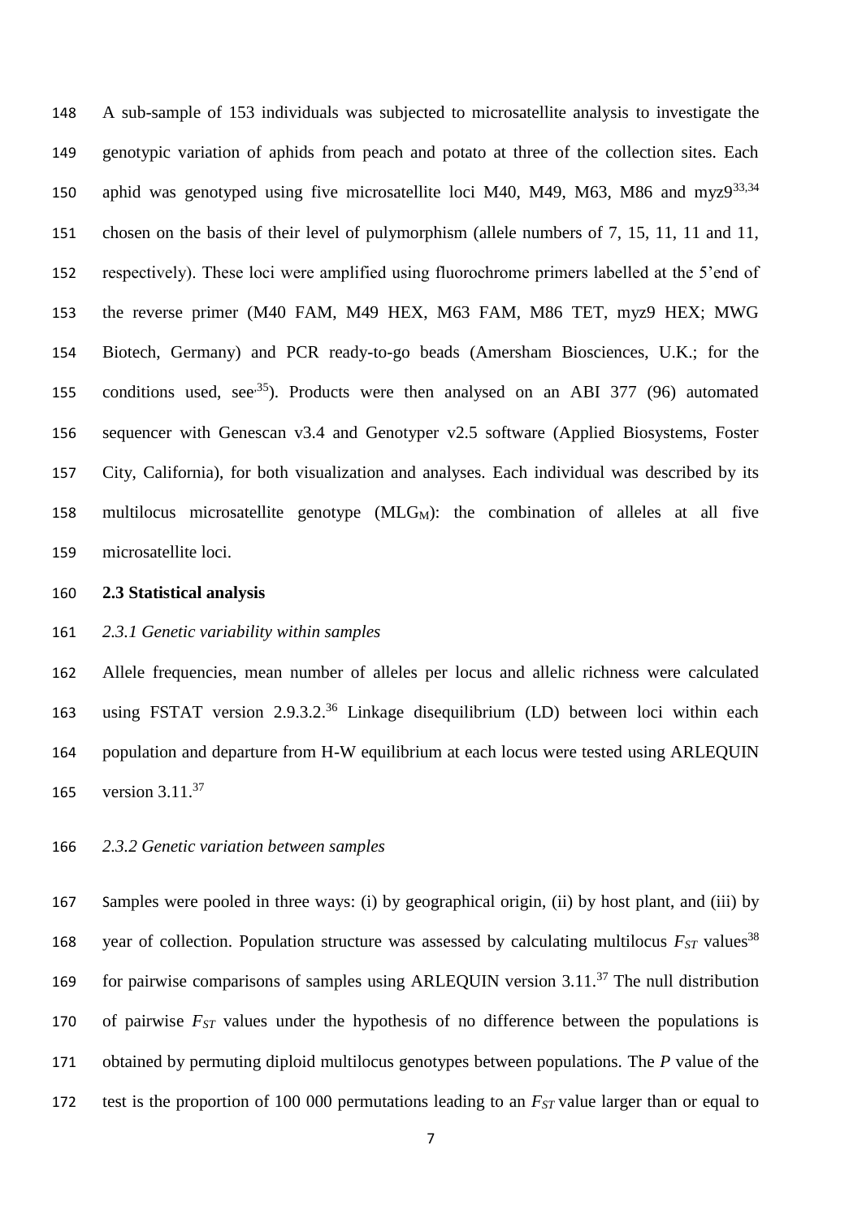A sub-sample of 153 individuals was subjected to microsatellite analysis to investigate the genotypic variation of aphids from peach and potato at three of the collection sites. Each aphid was genotyped using five microsatellite loci M40, M49, M63, M86 and myz9[33,34] chosen on the basis of their level of pulymorphism (allele numbers of 7, 15, 11, 11 and 11, respectively). These loci were amplified using fluorochrome primers labelled at the 5'end of the reverse primer (M40 FAM, M49 HEX, M63 FAM, M86 TET, myz9 HEX; MWG Biotech, Germany) and PCR ready-to-go beads (Amersham Biosciences, U.K.; for the conditions used, see[35]). Products were then analysed on an ABI 377 (96) automated sequencer with Genescan v3.4 and Genotyper v2.5 software (Applied Biosystems, Foster City, California), for both visualization and analyses. Each individual was described by its multilocus microsatellite genotype ($MLG_M$): the combination of alleles at all five microsatellite loci.

### 2.3 Statistical analysis

#### *2.3.1 Genetic variability within samples*

Allele frequencies, mean number of alleles per locus and allelic richness were calculated using FSTAT version 2.9.3.2.[36] Linkage disequilibrium (LD) between loci within each population and departure from H-W equilibrium at each locus were tested using ARLEQUIN version 3.11.[37]

#### *2.3.2 Genetic variation between samples*

Samples were pooled in three ways: (i) by geographical origin, (ii) by host plant, and (iii) by year of collection. Population structure was assessed by calculating multilocus $F_{ST}$ values[38] for pairwise comparisons of samples using ARLEQUIN version 3.11.[37] The null distribution of pairwise $F_{ST}$ values under the hypothesis of no difference between the populations is obtained by permuting diploid multilocus genotypes between populations. The $P$ value of the test is the proportion of 100 000 permutations leading to an $F_{ST}$ value larger than or equal to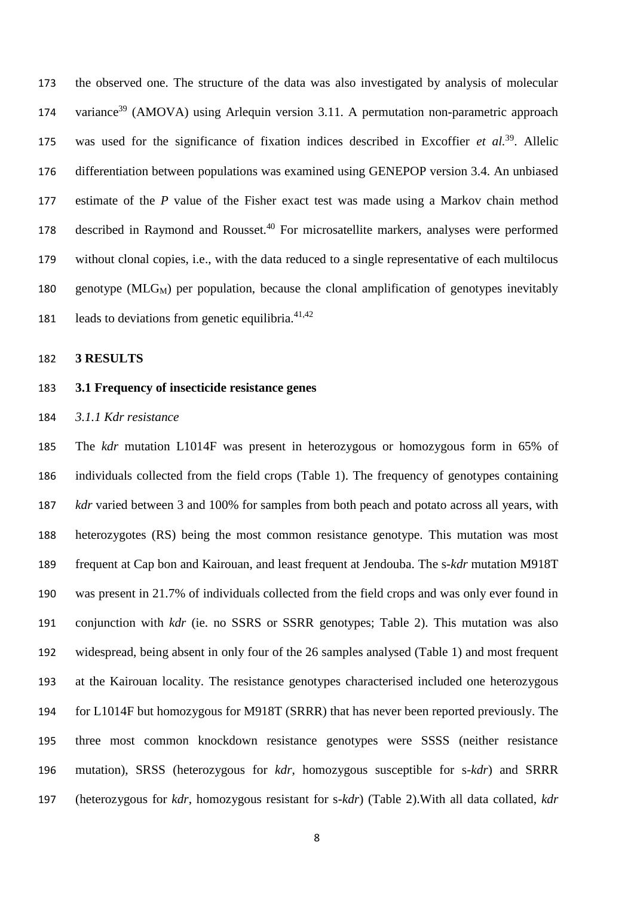the observed one. The structure of the data was also investigated by analysis of molecular variance[39] (AMOVA) using Arlequin version 3.11. A permutation non-parametric approach was used for the significance of fixation indices described in Excoffier *et al.*[39]. Allelic differentiation between populations was examined using GENEPOP version 3.4. An unbiased estimate of the *P* value of the Fisher exact test was made using a Markov chain method described in Raymond and Rousset.[40] For microsatellite markers, analyses were performed without clonal copies, i.e., with the data reduced to a single representative of each multilocus genotype ($MLG_M$) per population, because the clonal amplification of genotypes inevitably leads to deviations from genetic equilibria.[41,42]

## 3 RESULTS

### 3.1 Frequency of insecticide resistance genes

#### *3.1.1 Kdr resistance*

The *kdr* mutation L1014F was present in heterozygous or homozygous form in 65% of individuals collected from the field crops (Table 1). The frequency of genotypes containing *kdr* varied between 3 and 100% for samples from both peach and potato across all years, with heterozygotes (RS) being the most common resistance genotype. This mutation was most frequent at Cap bon and Kairouan, and least frequent at Jendouba. The s-*kdr* mutation M918T was present in 21.7% of individuals collected from the field crops and was only ever found in conjunction with *kdr* (ie. no SSRS or SSRR genotypes; Table 2). This mutation was also widespread, being absent in only four of the 26 samples analysed (Table 1) and most frequent at the Kairouan locality. The resistance genotypes characterised included one heterozygous for L1014F but homozygous for M918T (SRRR) that has never been reported previously. The three most common knockdown resistance genotypes were SSSS (neither resistance mutation), SRSS (heterozygous for *kdr*, homozygous susceptible for s-*kdr*) and SRRR (heterozygous for *kdr*, homozygous resistant for s-*kdr*) (Table 2).With all data collated, *kdr*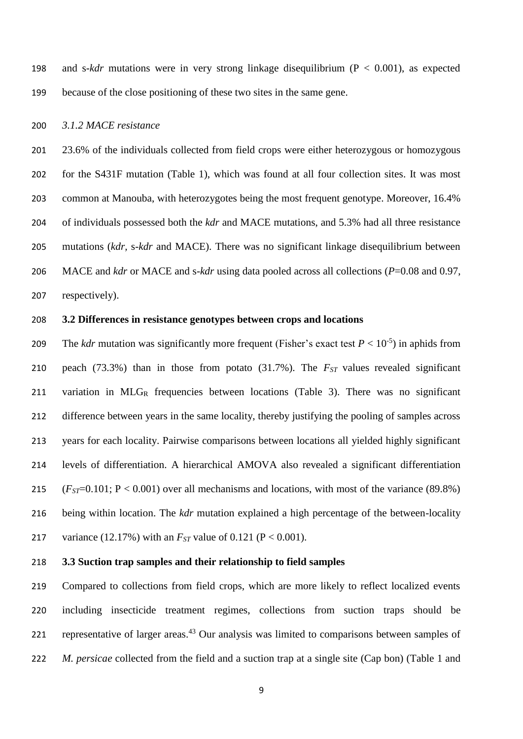and s-*kdr* mutations were in very strong linkage disequilibrium ($P < 0.001$), as expected because of the close positioning of these two sites in the same gene.

*3.1.2 MACE resistance*

23.6% of the individuals collected from field crops were either heterozygous or homozygous for the S431F mutation (Table 1), which was found at all four collection sites. It was most common at Manouba, with heterozygotes being the most frequent genotype. Moreover, 16.4% of individuals possessed both the *kdr* and MACE mutations, and 5.3% had all three resistance mutations (*kdr*, s-*kdr* and MACE). There was no significant linkage disequilibrium between MACE and *kdr* or MACE and s-*kdr* using data pooled across all collections ($P$=0.08 and 0.97, respectively).

**3.2 Differences in resistance genotypes between crops and locations**

The *kdr* mutation was significantly more frequent (Fisher's exact test $P < 10^{-5}$) in aphids from peach (73.3%) than in those from potato (31.7%). The $F_{ST}$ values revealed significant variation in $MLG_R$ frequencies between locations (Table 3). There was no significant difference between years in the same locality, thereby justifying the pooling of samples across years for each locality. Pairwise comparisons between locations all yielded highly significant levels of differentiation. A hierarchical AMOVA also revealed a significant differentiation ($F_{ST}$=0.101; $P < 0.001$) over all mechanisms and locations, with most of the variance (89.8%) being within location. The *kdr* mutation explained a high percentage of the between-locality variance (12.17%) with an $F_{ST}$ value of 0.121 ($P < 0.001$).

**3.3 Suction trap samples and their relationship to field samples**

Compared to collections from field crops, which are more likely to reflect localized events including insecticide treatment regimes, collections from suction traps should be representative of larger areas.[43] Our analysis was limited to comparisons between samples of *M. persicae* collected from the field and a suction trap at a single site (Cap bon) (Table 1 and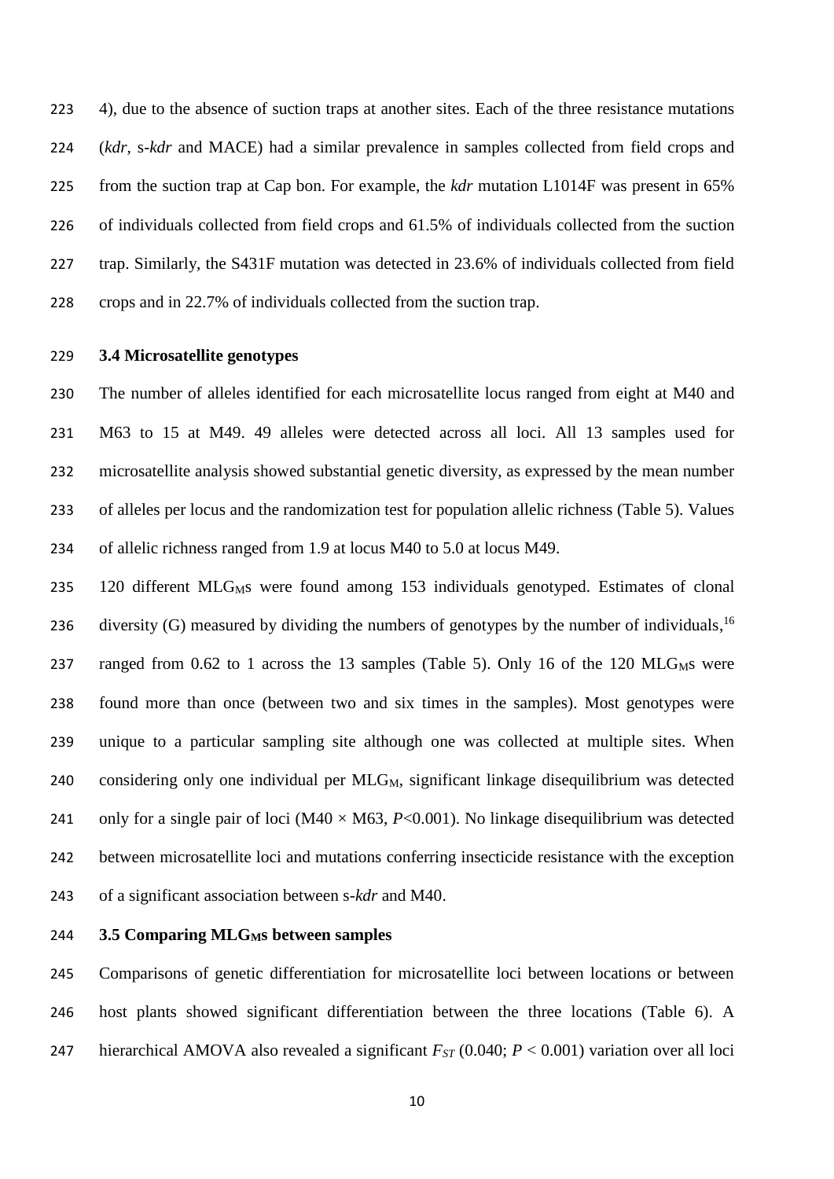4), due to the absence of suction traps at another sites. Each of the three resistance mutations (*kdr*, s-*kdr* and MACE) had a similar prevalence in samples collected from field crops and from the suction trap at Cap bon. For example, the *kdr* mutation L1014F was present in 65% of individuals collected from field crops and 61.5% of individuals collected from the suction trap. Similarly, the S431F mutation was detected in 23.6% of individuals collected from field crops and in 22.7% of individuals collected from the suction trap.

### 3.4 Microsatellite genotypes

The number of alleles identified for each microsatellite locus ranged from eight at M40 and M63 to 15 at M49. 49 alleles were detected across all loci. All 13 samples used for microsatellite analysis showed substantial genetic diversity, as expressed by the mean number of alleles per locus and the randomization test for population allelic richness (Table 5). Values of allelic richness ranged from 1.9 at locus M40 to 5.0 at locus M49.

120 different $MLG_M$s were found among 153 individuals genotyped. Estimates of clonal diversity (G) measured by dividing the numbers of genotypes by the number of individuals,[16] ranged from 0.62 to 1 across the 13 samples (Table 5). Only 16 of the 120 $MLG_M$s were found more than once (between two and six times in the samples). Most genotypes were unique to a particular sampling site although one was collected at multiple sites. When considering only one individual per $MLG_M$, significant linkage disequilibrium was detected only for a single pair of loci (M40 × M63, $P$<0.001). No linkage disequilibrium was detected between microsatellite loci and mutations conferring insecticide resistance with the exception of a significant association between s-*kdr* and M40.

### 3.5 Comparing $MLG_M$s between samples

Comparisons of genetic differentiation for microsatellite loci between locations or between host plants showed significant differentiation between the three locations (Table 6). A hierarchical AMOVA also revealed a significant $F_{ST}$ (0.040; $P$ < 0.001) variation over all loci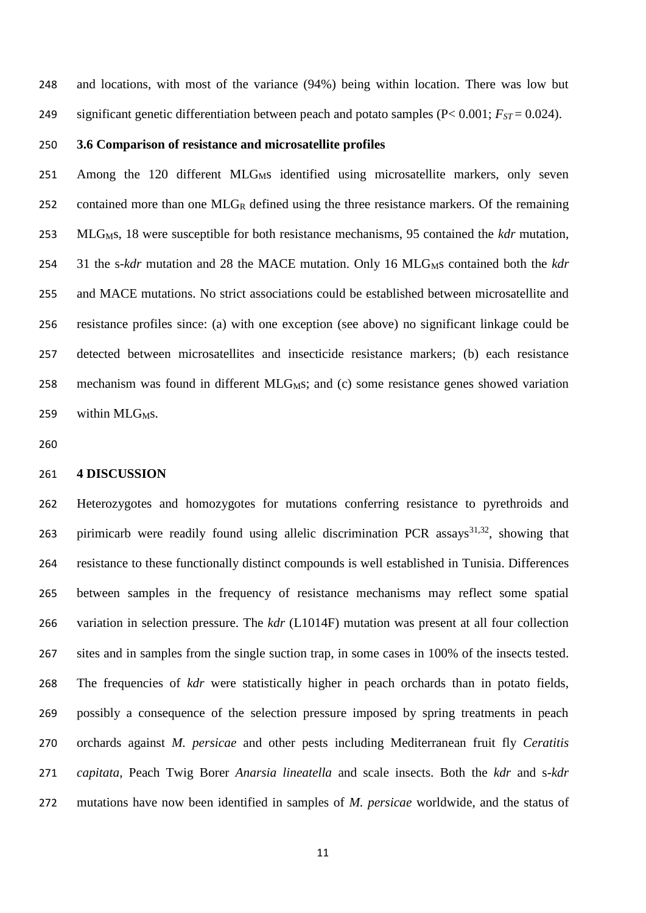and locations, with most of the variance (94%) being within location. There was low but significant genetic differentiation between peach and potato samples (P< 0.001; $F_{ST}$ = 0.024).

### 3.6 Comparison of resistance and microsatellite profiles

Among the 120 different $MLG_M$s identified using microsatellite markers, only seven contained more than one $MLG_R$ defined using the three resistance markers. Of the remaining $MLG_M$s, 18 were susceptible for both resistance mechanisms, 95 contained the *kdr* mutation, 31 the s-*kdr* mutation and 28 the MACE mutation. Only 16 $MLG_M$s contained both the *kdr* and MACE mutations. No strict associations could be established between microsatellite and resistance profiles since: (a) with one exception (see above) no significant linkage could be detected between microsatellites and insecticide resistance markers; (b) each resistance mechanism was found in different $MLG_M$s; and (c) some resistance genes showed variation within $MLG_M$s.

## 4 DISCUSSION

Heterozygotes and homozygotes for mutations conferring resistance to pyrethroids and pirimicarb were readily found using allelic discrimination PCR assays[31,32], showing that resistance to these functionally distinct compounds is well established in Tunisia. Differences between samples in the frequency of resistance mechanisms may reflect some spatial variation in selection pressure. The *kdr* (L1014F) mutation was present at all four collection sites and in samples from the single suction trap, in some cases in 100% of the insects tested. The frequencies of *kdr* were statistically higher in peach orchards than in potato fields, possibly a consequence of the selection pressure imposed by spring treatments in peach orchards against *M. persicae* and other pests including Mediterranean fruit fly *Ceratitis capitata*, Peach Twig Borer *Anarsia lineatella* and scale insects. Both the *kdr* and s-*kdr* mutations have now been identified in samples of *M. persicae* worldwide, and the status of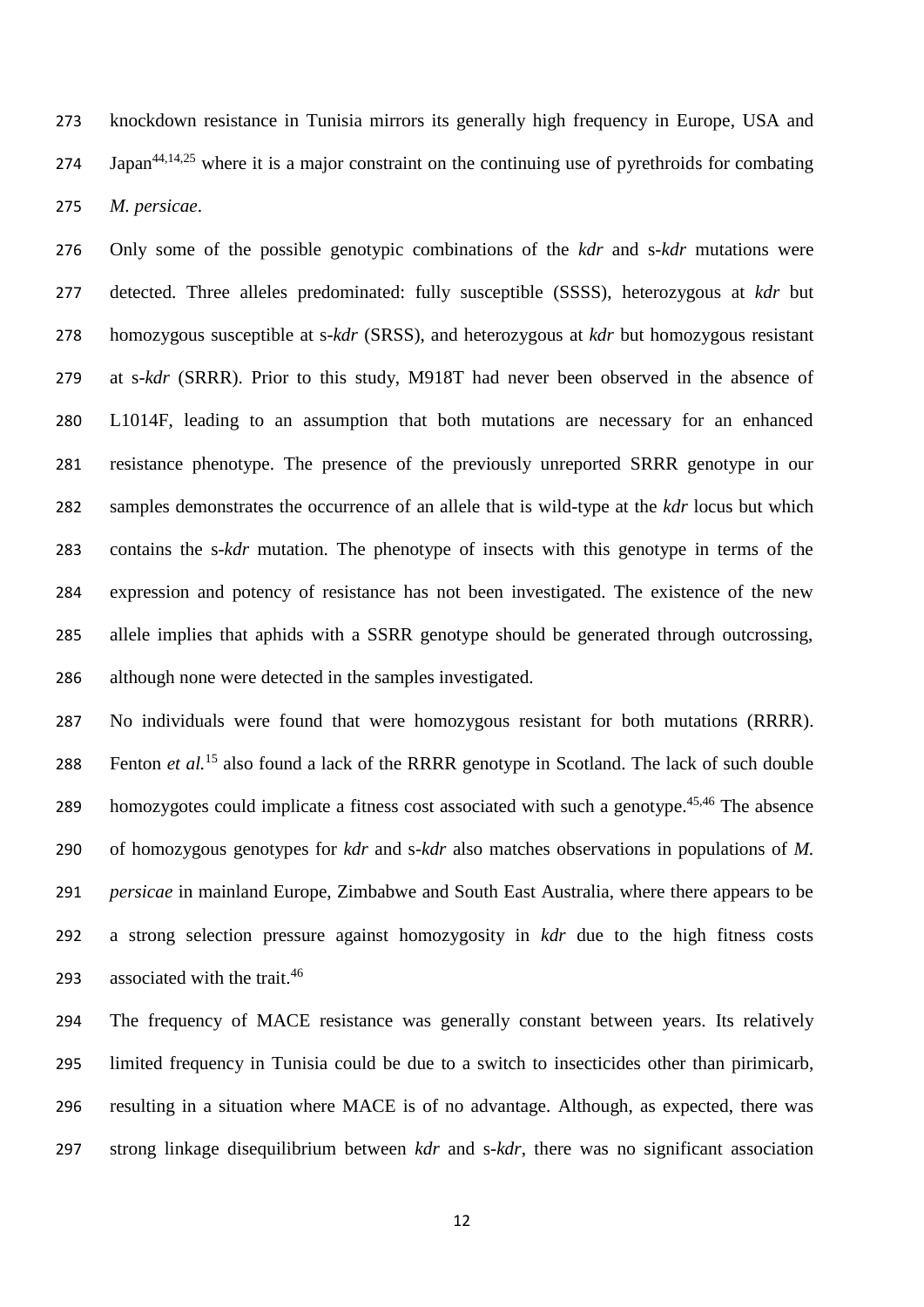knockdown resistance in Tunisia mirrors its generally high frequency in Europe, USA and Japan[44,14,25] where it is a major constraint on the continuing use of pyrethroids for combating *M. persicae*.

Only some of the possible genotypic combinations of the *kdr* and s-*kdr* mutations were detected. Three alleles predominated: fully susceptible (SSSS), heterozygous at *kdr* but homozygous susceptible at s-*kdr* (SRSS), and heterozygous at *kdr* but homozygous resistant at s-*kdr* (SRRR). Prior to this study, M918T had never been observed in the absence of L1014F, leading to an assumption that both mutations are necessary for an enhanced resistance phenotype. The presence of the previously unreported SRRR genotype in our samples demonstrates the occurrence of an allele that is wild-type at the *kdr* locus but which contains the s-*kdr* mutation. The phenotype of insects with this genotype in terms of the expression and potency of resistance has not been investigated. The existence of the new allele implies that aphids with a SSRR genotype should be generated through outcrossing, although none were detected in the samples investigated.

No individuals were found that were homozygous resistant for both mutations (RRRR). Fenton *et al.*[15] also found a lack of the RRRR genotype in Scotland. The lack of such double homozygotes could implicate a fitness cost associated with such a genotype.[45,46] The absence of homozygous genotypes for *kdr* and s-*kdr* also matches observations in populations of *M. persicae* in mainland Europe, Zimbabwe and South East Australia, where there appears to be a strong selection pressure against homozygosity in *kdr* due to the high fitness costs associated with the trait.[46]

The frequency of MACE resistance was generally constant between years. Its relatively limited frequency in Tunisia could be due to a switch to insecticides other than pirimicarb, resulting in a situation where MACE is of no advantage. Although, as expected, there was strong linkage disequilibrium between *kdr* and s-*kdr*, there was no significant association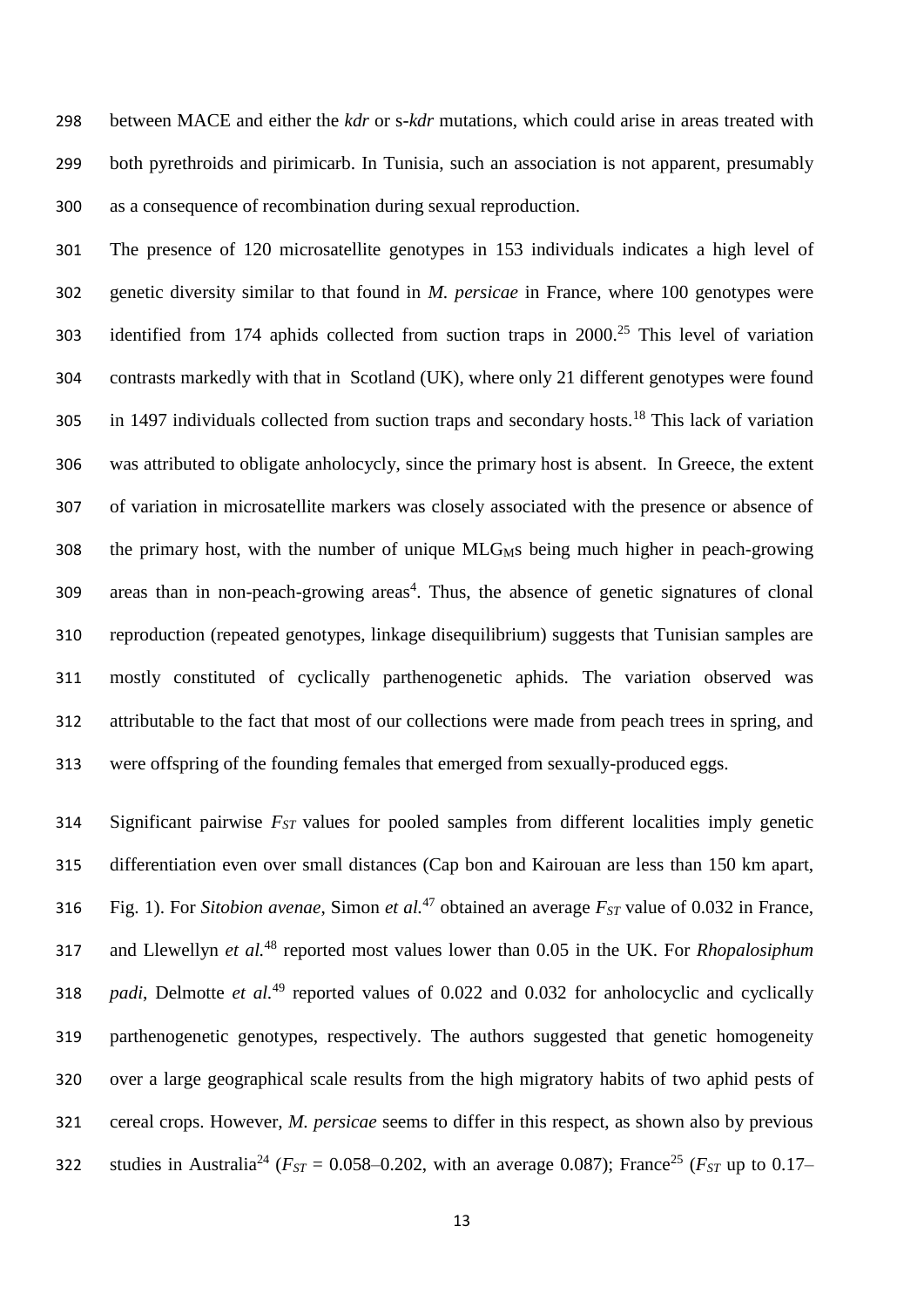between MACE and either the *kdr* or s-*kdr* mutations, which could arise in areas treated with both pyrethroids and pirimicarb. In Tunisia, such an association is not apparent, presumably as a consequence of recombination during sexual reproduction.

The presence of 120 microsatellite genotypes in 153 individuals indicates a high level of genetic diversity similar to that found in *M. persicae* in France, where 100 genotypes were identified from 174 aphids collected from suction traps in 2000.[25] This level of variation contrasts markedly with that in Scotland (UK), where only 21 different genotypes were found in 1497 individuals collected from suction traps and secondary hosts.[18] This lack of variation was attributed to obligate anholocycly, since the primary host is absent. In Greece, the extent of variation in microsatellite markers was closely associated with the presence or absence of the primary host, with the number of unique $MLG_M$s being much higher in peach-growing areas than in non-peach-growing areas[4]. Thus, the absence of genetic signatures of clonal reproduction (repeated genotypes, linkage disequilibrium) suggests that Tunisian samples are mostly constituted of cyclically parthenogenetic aphids. The variation observed was attributable to the fact that most of our collections were made from peach trees in spring, and were offspring of the founding females that emerged from sexually-produced eggs.

Significant pairwise $F_{ST}$ values for pooled samples from different localities imply genetic differentiation even over small distances (Cap bon and Kairouan are less than 150 km apart, Fig. 1). For *Sitobion avenae*, Simon *et al.*[47] obtained an average $F_{ST}$ value of 0.032 in France, and Llewellyn *et al.*[48] reported most values lower than 0.05 in the UK. For *Rhopalosiphum padi*, Delmotte *et al.*[49] reported values of 0.022 and 0.032 for anholocyclic and cyclically parthenogenetic genotypes, respectively. The authors suggested that genetic homogeneity over a large geographical scale results from the high migratory habits of two aphid pests of cereal crops. However, *M. persicae* seems to differ in this respect, as shown also by previous studies in Australia[24] ($F_{ST}$ = 0.058–0.202, with an average 0.087); France[25] ($F_{ST}$ up to 0.17–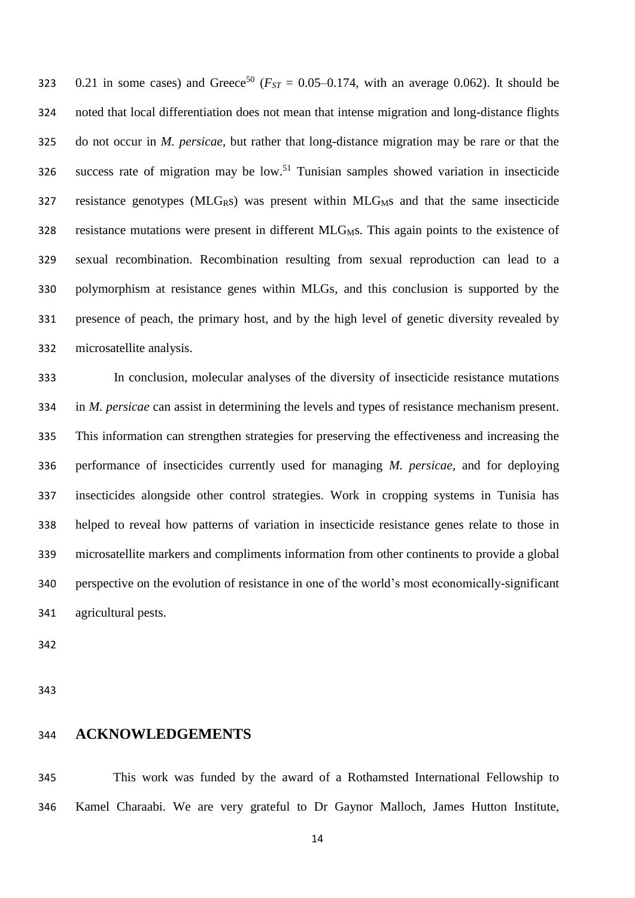0.21 in some cases) and Greece[50] ($F_{ST}$ = 0.05–0.174, with an average 0.062). It should be noted that local differentiation does not mean that intense migration and long-distance flights do not occur in *M. persicae*, but rather that long-distance migration may be rare or that the success rate of migration may be low.[51] Tunisian samples showed variation in insecticide resistance genotypes ($MLG_R$s) was present within $MLG_M$s and that the same insecticide resistance mutations were present in different $MLG_M$s. This again points to the existence of sexual recombination. Recombination resulting from sexual reproduction can lead to a polymorphism at resistance genes within MLGs, and this conclusion is supported by the presence of peach, the primary host, and by the high level of genetic diversity revealed by microsatellite analysis.

In conclusion, molecular analyses of the diversity of insecticide resistance mutations in *M. persicae* can assist in determining the levels and types of resistance mechanism present. This information can strengthen strategies for preserving the effectiveness and increasing the performance of insecticides currently used for managing *M. persicae*, and for deploying insecticides alongside other control strategies. Work in cropping systems in Tunisia has helped to reveal how patterns of variation in insecticide resistance genes relate to those in microsatellite markers and compliments information from other continents to provide a global perspective on the evolution of resistance in one of the world's most economically-significant agricultural pests.

## ACKNOWLEDGEMENTS

This work was funded by the award of a Rothamsted International Fellowship to Kamel Charaabi. We are very grateful to Dr Gaynor Malloch, James Hutton Institute,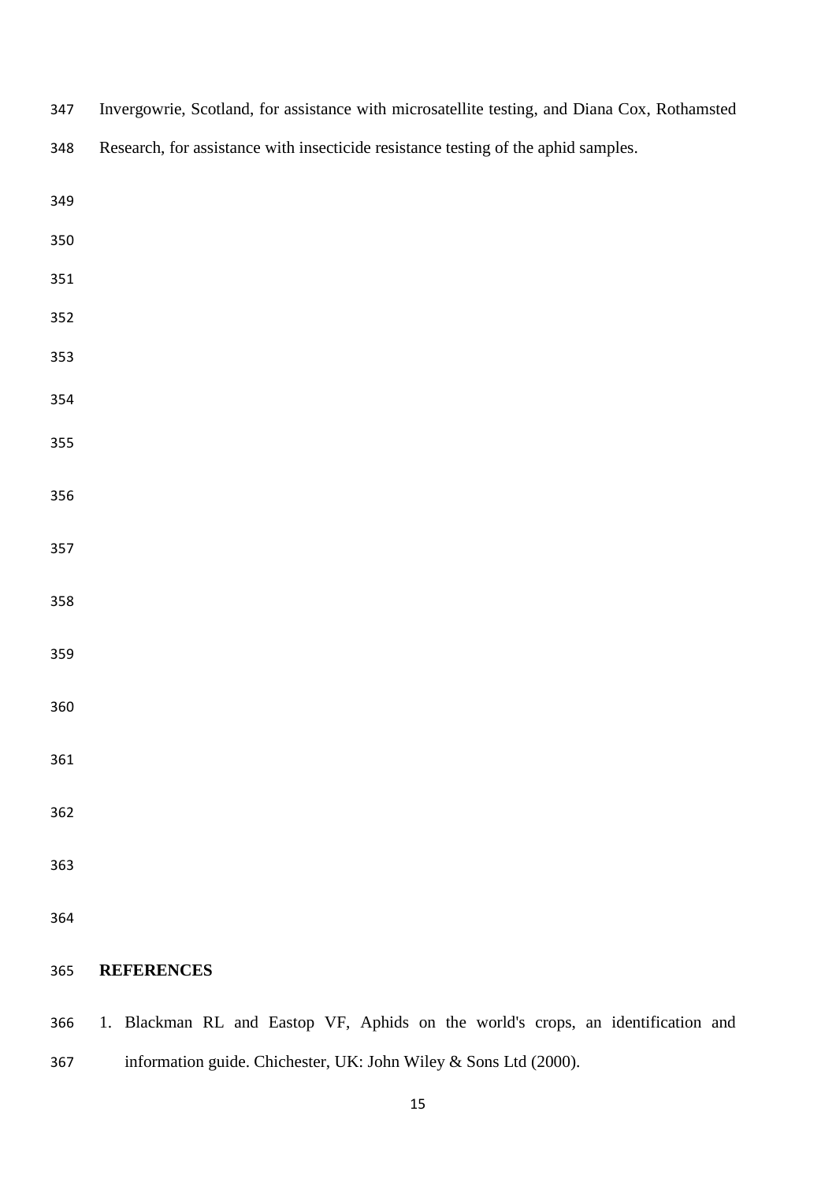Invergowrie, Scotland, for assistance with microsatellite testing, and Diana Cox, Rothamsted Research, for assistance with insecticide resistance testing of the aphid samples.

## REFERENCES

1. Blackman RL and Eastop VF, Aphids on the world's crops, an identification and information guide. Chichester, UK: John Wiley & Sons Ltd (2000).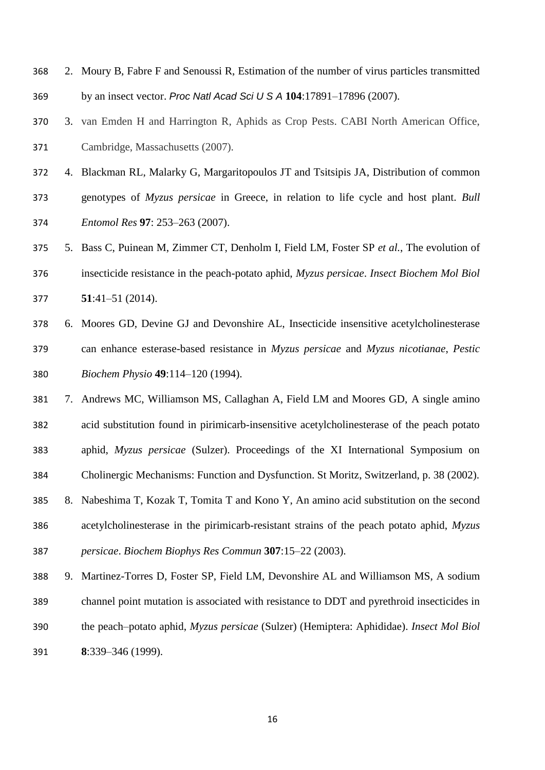2. Moury B, Fabre F and Senoussi R, Estimation of the number of virus particles transmitted by an insect vector. *Proc Natl Acad Sci U S A* **104**:17891–17896 (2007).
3. van Emden H and Harrington R, Aphids as Crop Pests. CABI North American Office, Cambridge, Massachusetts (2007).
4. Blackman RL, Malarky G, Margaritopoulos JT and Tsitsipis JA, Distribution of common genotypes of *Myzus persicae* in Greece, in relation to life cycle and host plant. *Bull Entomol Res* **97**: 253–263 (2007).
5. Bass C, Puinean M, Zimmer CT, Denholm I, Field LM, Foster SP *et al.*, The evolution of insecticide resistance in the peach-potato aphid, *Myzus persicae*. *Insect Biochem Mol Biol* **51**:41–51 (2014).
6. Moores GD, Devine GJ and Devonshire AL, Insecticide insensitive acetylcholinesterase can enhance esterase-based resistance in *Myzus persicae* and *Myzus nicotianae*, *Pestic Biochem Physio* **49**:114–120 (1994).
7. Andrews MC, Williamson MS, Callaghan A, Field LM and Moores GD, A single amino acid substitution found in pirimicarb-insensitive acetylcholinesterase of the peach potato aphid, *Myzus persicae* (Sulzer). Proceedings of the XI International Symposium on Cholinergic Mechanisms: Function and Dysfunction. St Moritz, Switzerland, p. 38 (2002).
8. Nabeshima T, Kozak T, Tomita T and Kono Y, An amino acid substitution on the second acetylcholinesterase in the pirimicarb-resistant strains of the peach potato aphid, *Myzus persicae*. *Biochem Biophys Res Commun* **307**:15–22 (2003).
9. Martinez-Torres D, Foster SP, Field LM, Devonshire AL and Williamson MS, A sodium channel point mutation is associated with resistance to DDT and pyrethroid insecticides in the peach–potato aphid, *Myzus persicae* (Sulzer) (Hemiptera: Aphididae). *Insect Mol Biol* **8**:339–346 (1999).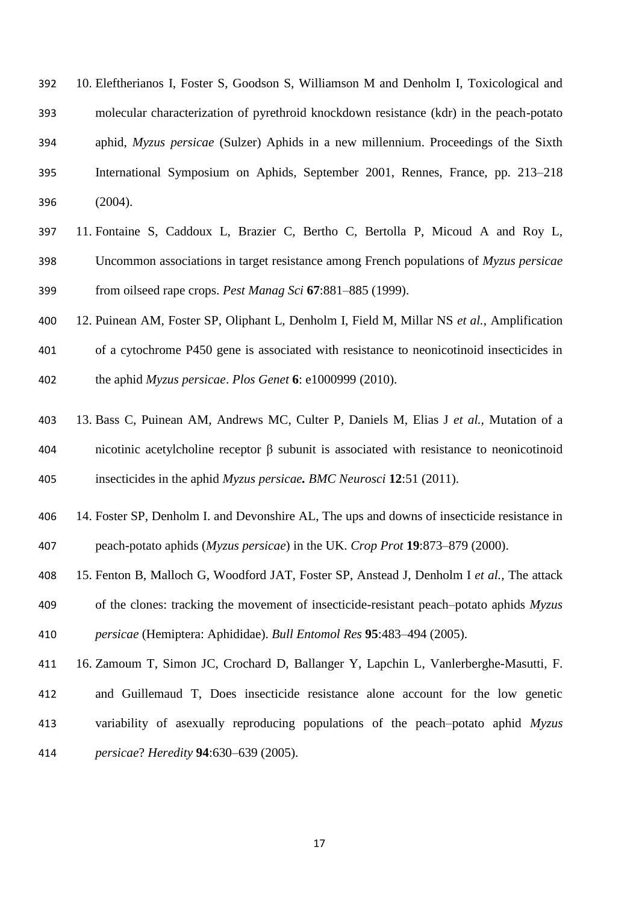10. Eleftherianos I, Foster S, Goodson S, Williamson M and Denholm I, Toxicological and molecular characterization of pyrethroid knockdown resistance (kdr) in the peach-potato aphid, *Myzus persicae* (Sulzer) Aphids in a new millennium. Proceedings of the Sixth International Symposium on Aphids, September 2001, Rennes, France, pp. 213–218 (2004).
11. Fontaine S, Caddoux L, Brazier C, Bertho C, Bertolla P, Micoud A and Roy L, Uncommon associations in target resistance among French populations of *Myzus persicae* from oilseed rape crops. *Pest Manag Sci* **67**:881–885 (1999).
12. Puinean AM, Foster SP, Oliphant L, Denholm I, Field M, Millar NS *et al.*, Amplification of a cytochrome P450 gene is associated with resistance to neonicotinoid insecticides in the aphid *Myzus persicae*. *Plos Genet* **6**: e1000999 (2010).
13. Bass C, Puinean AM, Andrews MC, Culter P, Daniels M, Elias J *et al.*, Mutation of a nicotinic acetylcholine receptor β subunit is associated with resistance to neonicotinoid insecticides in the aphid *Myzus persicae. BMC Neurosci* **12**:51 (2011).
14. Foster SP, Denholm I. and Devonshire AL, The ups and downs of insecticide resistance in peach-potato aphids (*Myzus persicae*) in the UK. *Crop Prot* **19**:873–879 (2000).
15. Fenton B, Malloch G, Woodford JAT, Foster SP, Anstead J, Denholm I *et al.*, The attack of the clones: tracking the movement of insecticide-resistant peach–potato aphids *Myzus persicae* (Hemiptera: Aphididae). *Bull Entomol Res* **95**:483–494 (2005).
16. Zamoum T, Simon JC, Crochard D, Ballanger Y, Lapchin L, Vanlerberghe-Masutti, F. and Guillemaud T, Does insecticide resistance alone account for the low genetic variability of asexually reproducing populations of the peach–potato aphid *Myzus persicae*? *Heredity* **94**:630–639 (2005).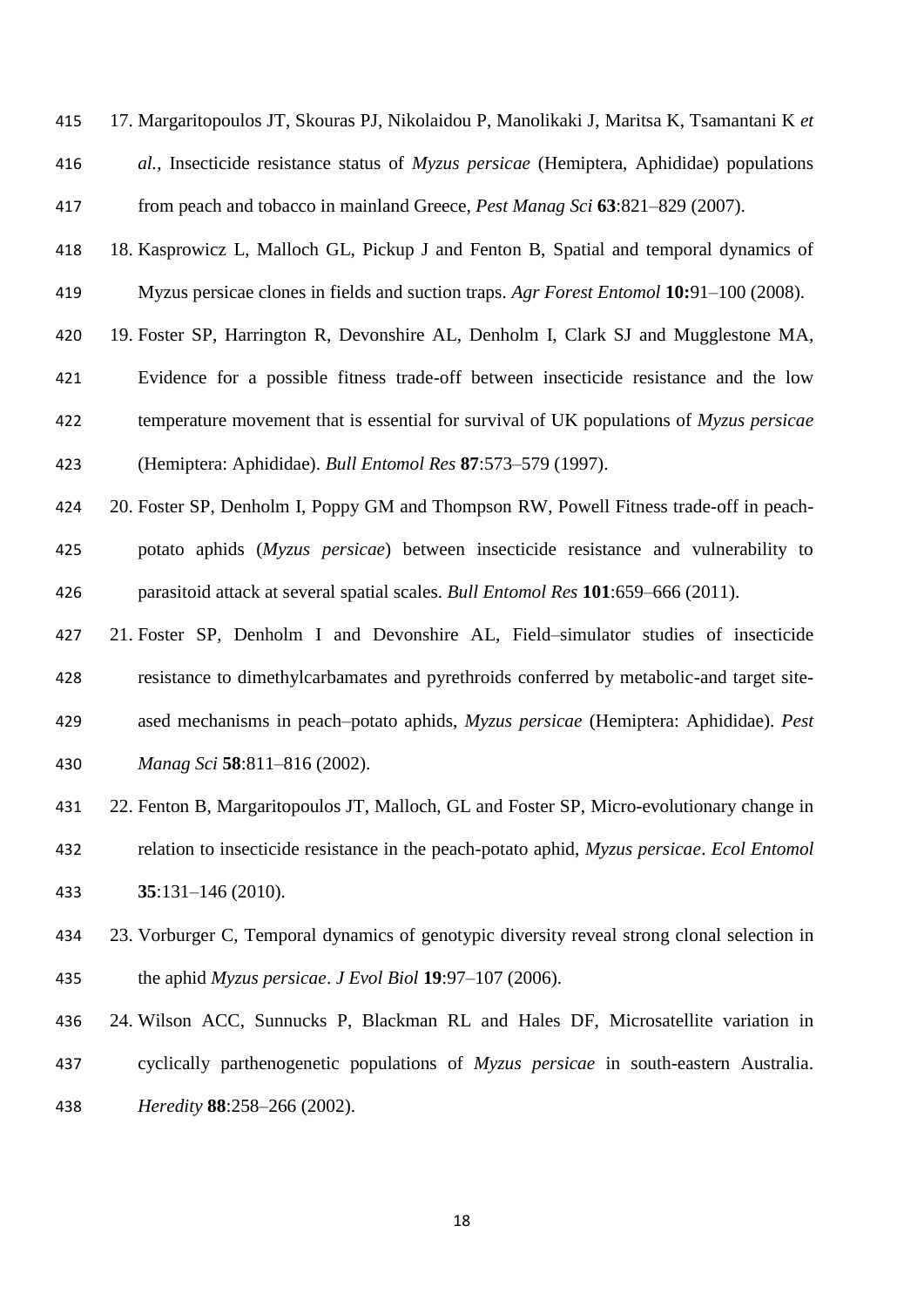17. Margaritopoulos JT, Skouras PJ, Nikolaidou P, Manolikaki J, Maritsa K, Tsamantani K *et al.*, Insecticide resistance status of *Myzus persicae* (Hemiptera, Aphididae) populations from peach and tobacco in mainland Greece, *Pest Manag Sci* **63**:821–829 (2007).
18. Kasprowicz L, Malloch GL, Pickup J and Fenton B, Spatial and temporal dynamics of Myzus persicae clones in fields and suction traps. *Agr Forest Entomol* **10:**91–100 (2008).
19. Foster SP, Harrington R, Devonshire AL, Denholm I, Clark SJ and Mugglestone MA, Evidence for a possible fitness trade-off between insecticide resistance and the low temperature movement that is essential for survival of UK populations of *Myzus persicae* (Hemiptera: Aphididae). *Bull Entomol Res* **87**:573–579 (1997).
20. Foster SP, Denholm I, Poppy GM and Thompson RW, Powell Fitness trade-off in peach-potato aphids (*Myzus persicae*) between insecticide resistance and vulnerability to parasitoid attack at several spatial scales. *Bull Entomol Res* **101**:659–666 (2011).
21. Foster SP, Denholm I and Devonshire AL, Field–simulator studies of insecticide resistance to dimethylcarbamates and pyrethroids conferred by metabolic-and target site-ased mechanisms in peach–potato aphids, *Myzus persicae* (Hemiptera: Aphididae). *Pest Manag Sci* **58**:811–816 (2002).
22. Fenton B, Margaritopoulos JT, Malloch, GL and Foster SP, Micro-evolutionary change in relation to insecticide resistance in the peach-potato aphid, *Myzus persicae*. *Ecol Entomol* **35**:131–146 (2010).
23. Vorburger C, Temporal dynamics of genotypic diversity reveal strong clonal selection in the aphid *Myzus persicae*. *J Evol Biol* **19**:97–107 (2006).
24. Wilson ACC, Sunnucks P, Blackman RL and Hales DF, Microsatellite variation in cyclically parthenogenetic populations of *Myzus persicae* in south-eastern Australia. *Heredity* **88**:258–266 (2002).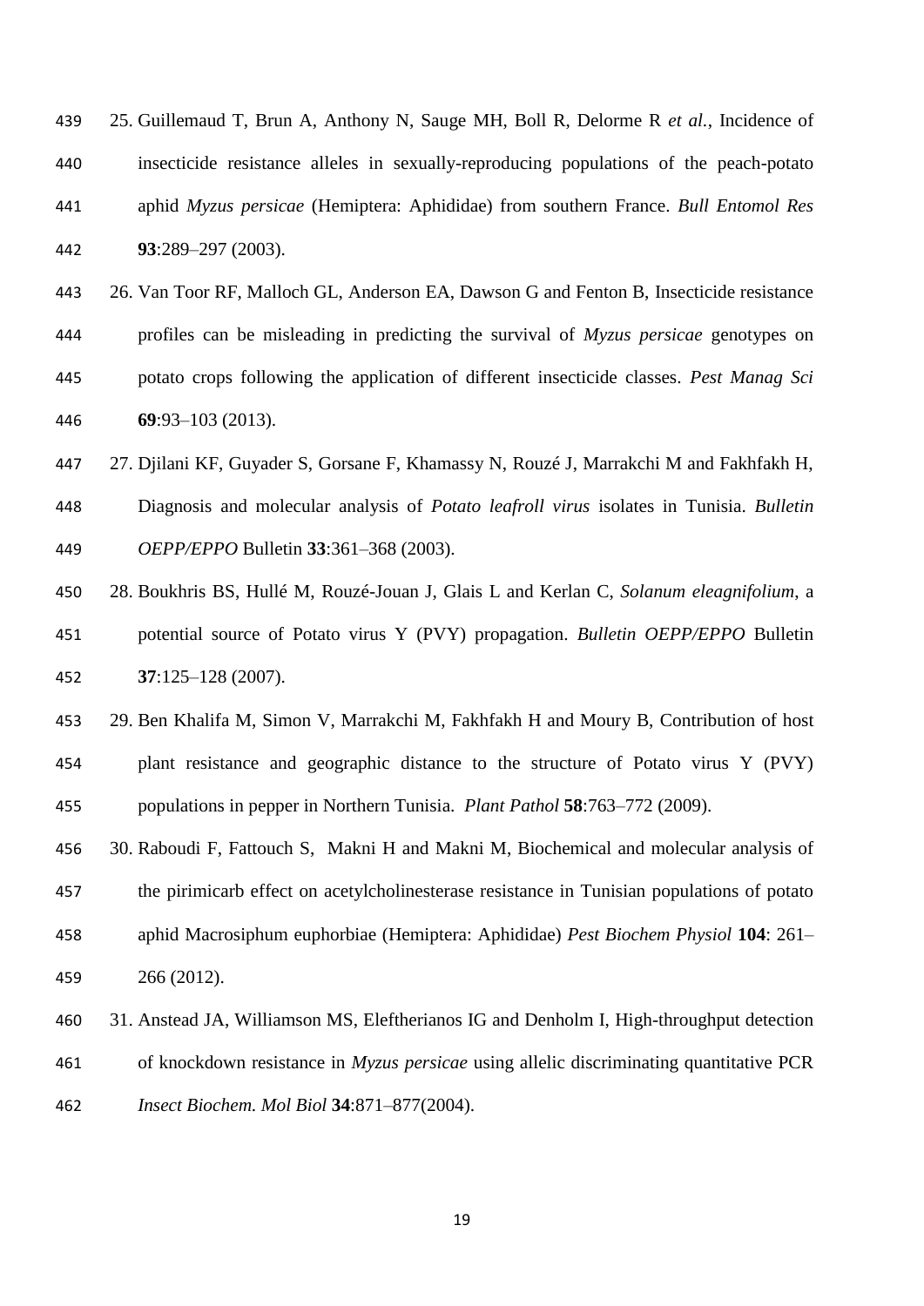25. Guillemaud T, Brun A, Anthony N, Sauge MH, Boll R, Delorme R *et al.*, Incidence of insecticide resistance alleles in sexually-reproducing populations of the peach-potato aphid *Myzus persicae* (Hemiptera: Aphididae) from southern France. *Bull Entomol Res* **93**:289–297 (2003).

26. Van Toor RF, Malloch GL, Anderson EA, Dawson G and Fenton B, Insecticide resistance profiles can be misleading in predicting the survival of *Myzus persicae* genotypes on potato crops following the application of different insecticide classes. *Pest Manag Sci* **69**:93–103 (2013).

27. Djilani KF, Guyader S, Gorsane F, Khamassy N, Rouzé J, Marrakchi M and Fakhfakh H, Diagnosis and molecular analysis of *Potato leafroll virus* isolates in Tunisia. *Bulletin OEPP/EPPO* Bulletin **33**:361–368 (2003).

28. Boukhris BS, Hullé M, Rouzé-Jouan J, Glais L and Kerlan C, *Solanum eleagnifolium*, a potential source of Potato virus Y (PVY) propagation. *Bulletin OEPP/EPPO* Bulletin **37**:125–128 (2007).

29. Ben Khalifa M, Simon V, Marrakchi M, Fakhfakh H and Moury B, Contribution of host plant resistance and geographic distance to the structure of Potato virus Y (PVY) populations in pepper in Northern Tunisia. *Plant Pathol* **58**:763–772 (2009).

30. Raboudi F, Fattouch S, Makni H and Makni M, Biochemical and molecular analysis of the pirimicarb effect on acetylcholinesterase resistance in Tunisian populations of potato aphid Macrosiphum euphorbiae (Hemiptera: Aphididae) *Pest Biochem Physiol* **104**: 261–266 (2012).

31. Anstead JA, Williamson MS, Eleftherianos IG and Denholm I, High-throughput detection of knockdown resistance in *Myzus persicae* using allelic discriminating quantitative PCR *Insect Biochem. Mol Biol* **34**:871–877(2004).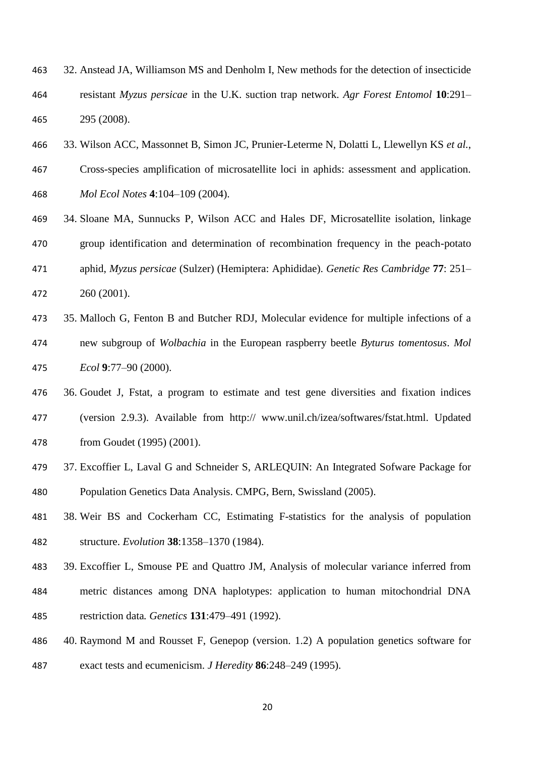32. Anstead JA, Williamson MS and Denholm I, New methods for the detection of insecticide resistant *Myzus persicae* in the U.K. suction trap network. *Agr Forest Entomol* **10**:291–295 (2008).

33. Wilson ACC, Massonnet B, Simon JC, Prunier-Leterme N, Dolatti L, Llewellyn KS *et al.*, Cross-species amplification of microsatellite loci in aphids: assessment and application. *Mol Ecol Notes* **4**:104–109 (2004).

34. Sloane MA, Sunnucks P, Wilson ACC and Hales DF, Microsatellite isolation, linkage group identification and determination of recombination frequency in the peach-potato aphid, *Myzus persicae* (Sulzer) (Hemiptera: Aphididae). *Genetic Res Cambridge* **77**: 251–260 (2001).

35. Malloch G, Fenton B and Butcher RDJ, Molecular evidence for multiple infections of a new subgroup of *Wolbachia* in the European raspberry beetle *Byturus tomentosus*. *Mol Ecol* **9**:77–90 (2000).

36. Goudet J, Fstat, a program to estimate and test gene diversities and fixation indices (version 2.9.3). Available from http:// www.unil.ch/izea/softwares/fstat.html. Updated from Goudet (1995) (2001).

37. Excoffier L, Laval G and Schneider S, ARLEQUIN: An Integrated Sofware Package for Population Genetics Data Analysis. CMPG, Bern, Swissland (2005).

38. Weir BS and Cockerham CC, Estimating F-statistics for the analysis of population structure. *Evolution* **38**:1358–1370 (1984).

39. Excoffier L, Smouse PE and Quattro JM, Analysis of molecular variance inferred from metric distances among DNA haplotypes: application to human mitochondrial DNA restriction data*. Genetics* **131**:479–491 (1992).

40. Raymond M and Rousset F, Genepop (version. 1.2) A population genetics software for exact tests and ecumenicism. *J Heredity* **86**:248–249 (1995).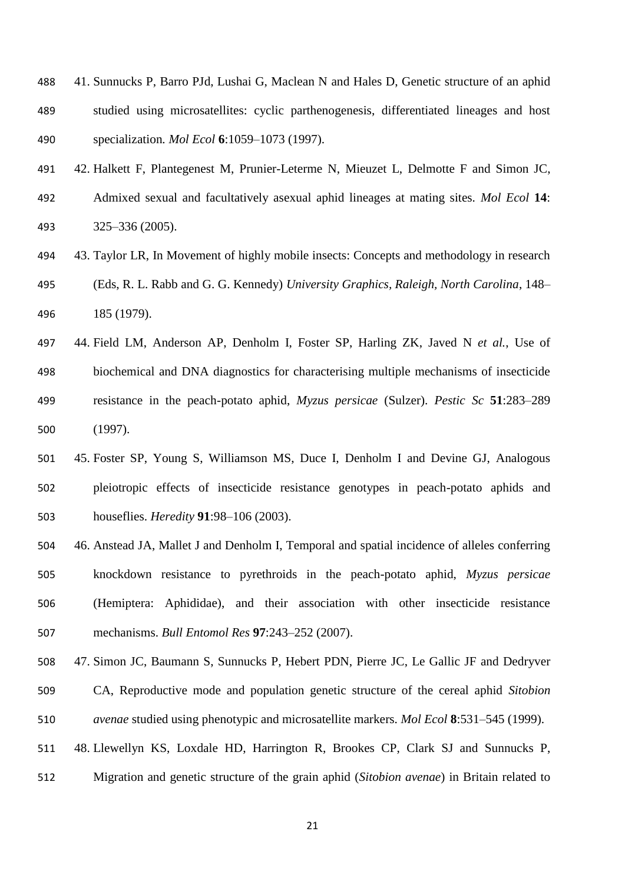41. Sunnucks P, Barro PJd, Lushai G, Maclean N and Hales D, Genetic structure of an aphid studied using microsatellites: cyclic parthenogenesis, differentiated lineages and host specialization. *Mol Ecol* **6**:1059–1073 (1997).
42. Halkett F, Plantegenest M, Prunier-Leterme N, Mieuzet L, Delmotte F and Simon JC, Admixed sexual and facultatively asexual aphid lineages at mating sites. *Mol Ecol* **14**: 325–336 (2005).
43. Taylor LR, In Movement of highly mobile insects: Concepts and methodology in research (Eds, R. L. Rabb and G. G. Kennedy) *University Graphics, Raleigh, North Carolina*, 148–185 (1979).
44. Field LM, Anderson AP, Denholm I, Foster SP, Harling ZK, Javed N *et al.*, Use of biochemical and DNA diagnostics for characterising multiple mechanisms of insecticide resistance in the peach-potato aphid, *Myzus persicae* (Sulzer). *Pestic Sc* **51**:283–289 (1997).
45. Foster SP, Young S, Williamson MS, Duce I, Denholm I and Devine GJ, Analogous pleiotropic effects of insecticide resistance genotypes in peach-potato aphids and houseflies. *Heredity* **91**:98–106 (2003).
46. Anstead JA, Mallet J and Denholm I, Temporal and spatial incidence of alleles conferring knockdown resistance to pyrethroids in the peach-potato aphid, *Myzus persicae* (Hemiptera: Aphididae), and their association with other insecticide resistance mechanisms. *Bull Entomol Res* **97**:243–252 (2007).
47. Simon JC, Baumann S, Sunnucks P, Hebert PDN, Pierre JC, Le Gallic JF and Dedryver CA, Reproductive mode and population genetic structure of the cereal aphid *Sitobion avenae* studied using phenotypic and microsatellite markers. *Mol Ecol* **8**:531–545 (1999).
48. Llewellyn KS, Loxdale HD, Harrington R, Brookes CP, Clark SJ and Sunnucks P, Migration and genetic structure of the grain aphid (*Sitobion avenae*) in Britain related to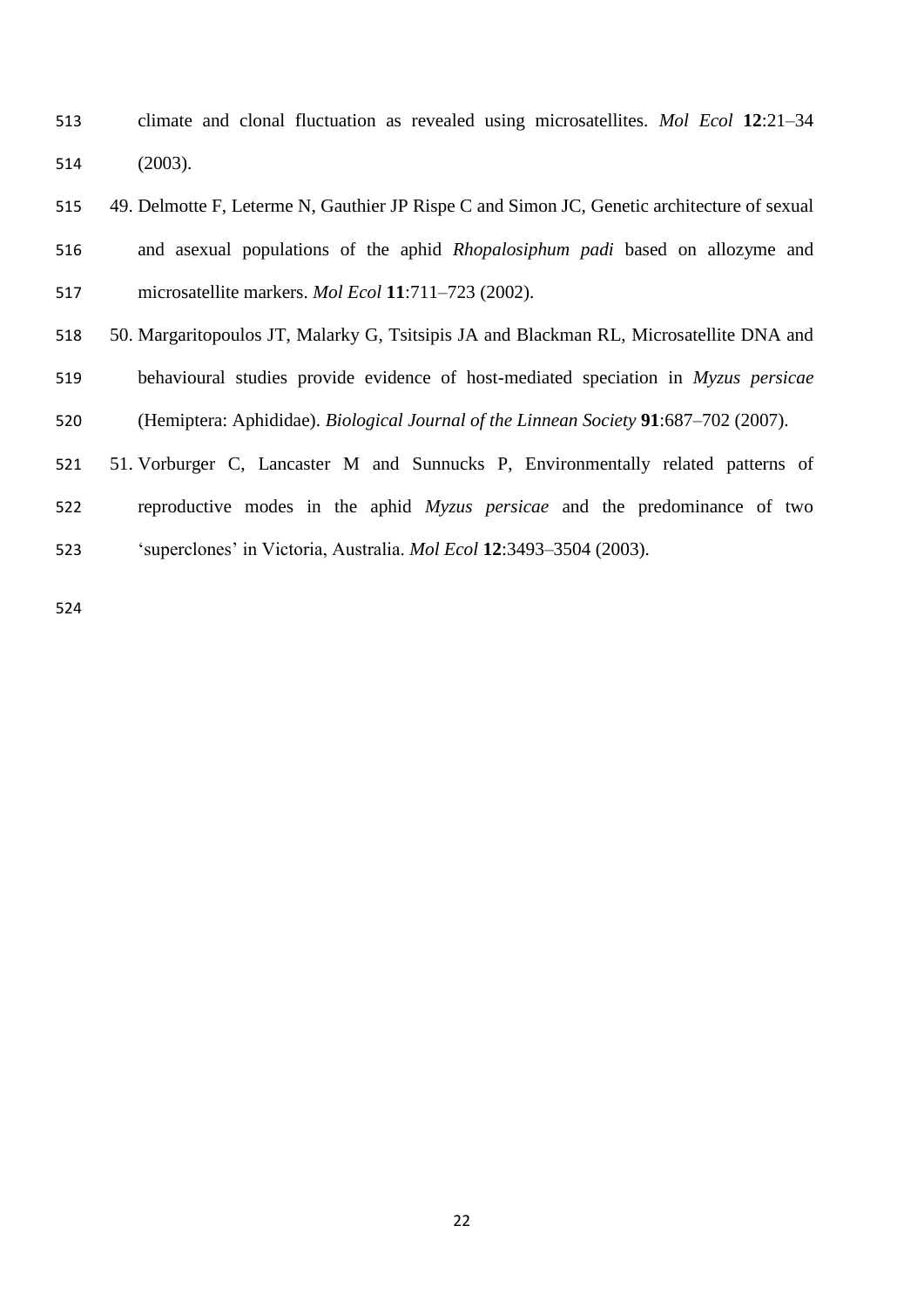climate and clonal fluctuation as revealed using microsatellites. *Mol Ecol* **12**:21–34 (2003).

49. Delmotte F, Leterme N, Gauthier JP Rispe C and Simon JC, Genetic architecture of sexual and asexual populations of the aphid *Rhopalosiphum padi* based on allozyme and microsatellite markers. *Mol Ecol* **11**:711–723 (2002).
50. Margaritopoulos JT, Malarky G, Tsitsipis JA and Blackman RL, Microsatellite DNA and behavioural studies provide evidence of host-mediated speciation in *Myzus persicae* (Hemiptera: Aphididae). *Biological Journal of the Linnean Society* **91**:687–702 (2007).
51. Vorburger C, Lancaster M and Sunnucks P, Environmentally related patterns of reproductive modes in the aphid *Myzus persicae* and the predominance of two 'superclones' in Victoria, Australia. *Mol Ecol* **12**:3493–3504 (2003).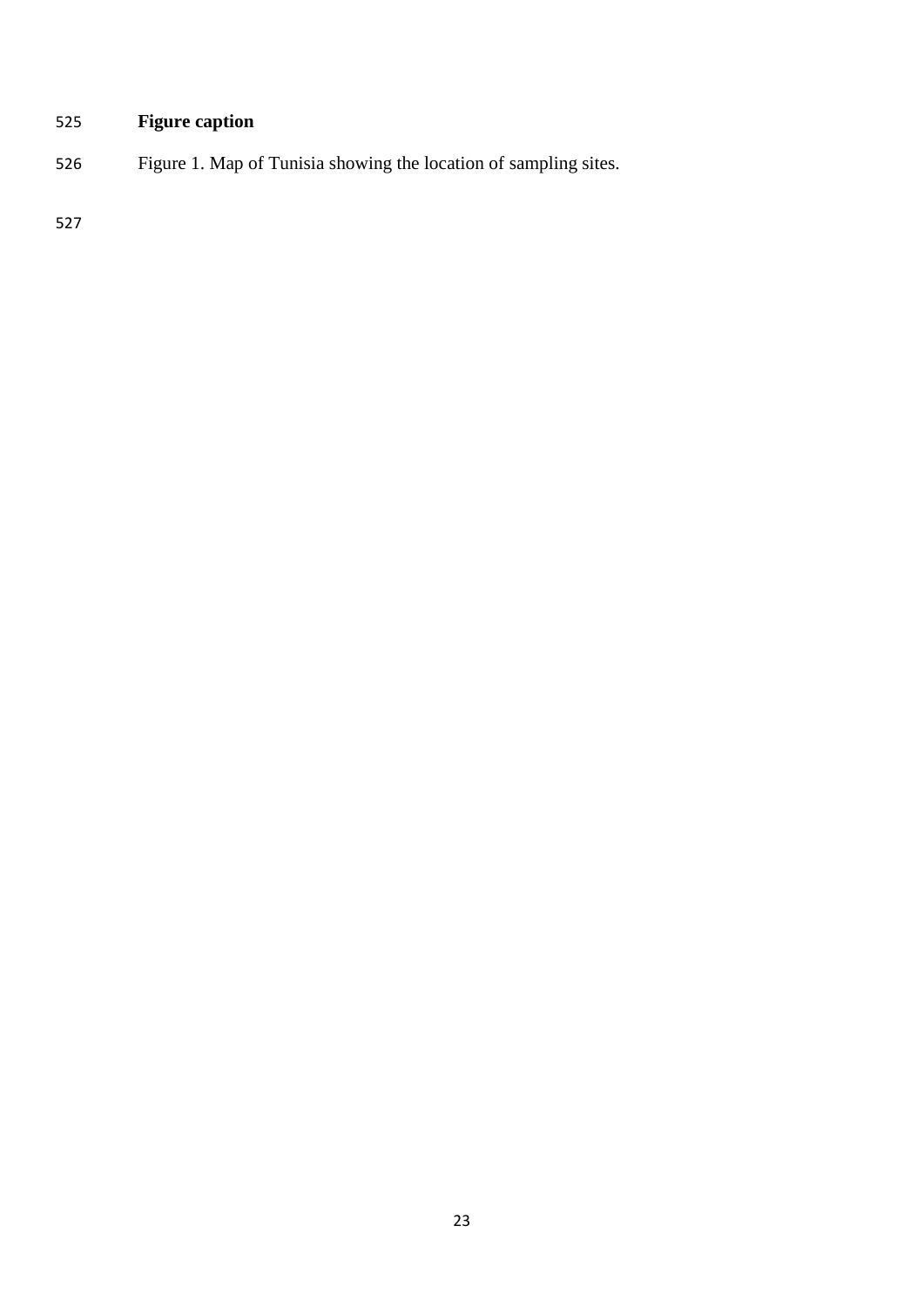**Figure caption**

Figure 1. Map of Tunisia showing the location of sampling sites.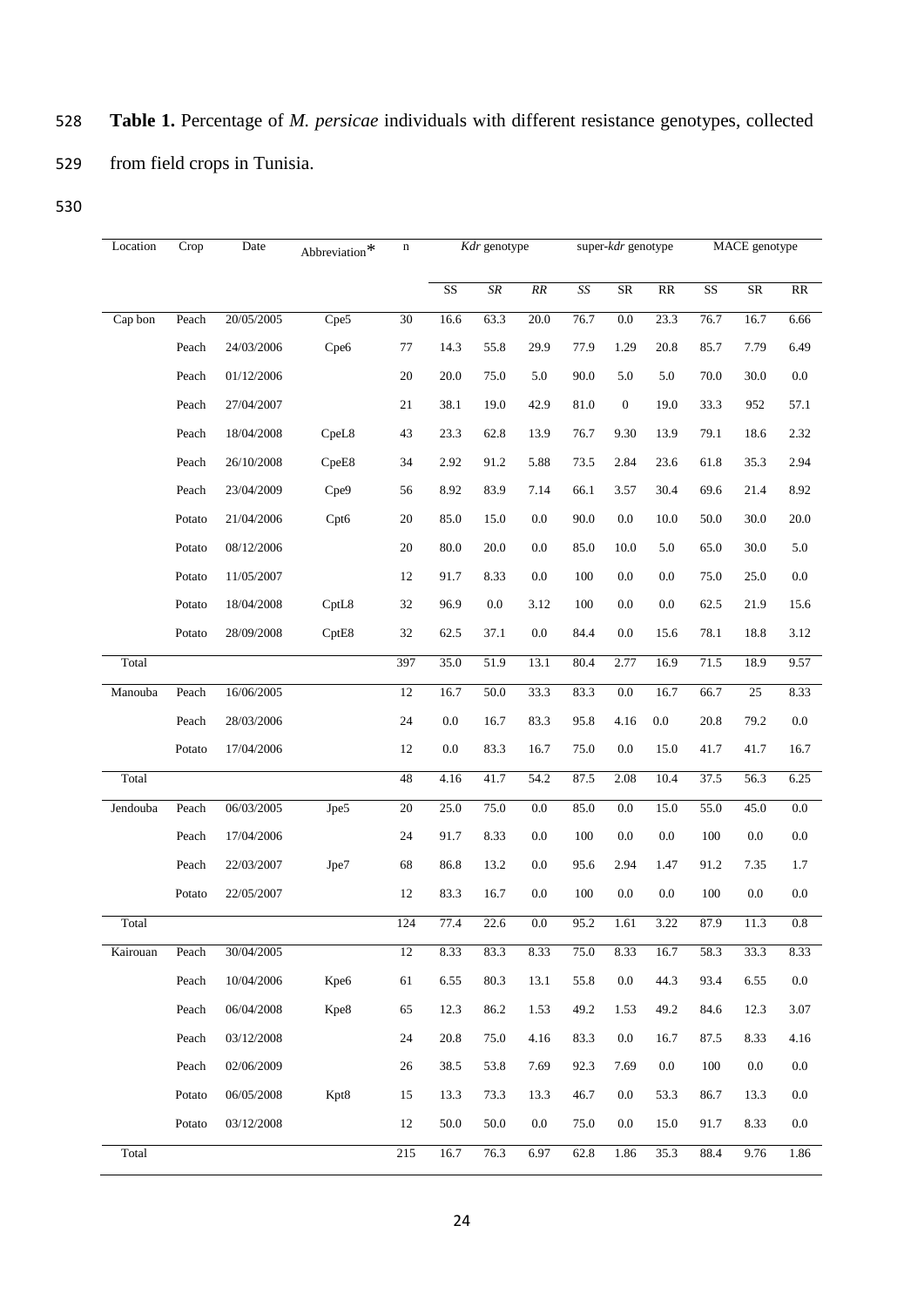**Table 1.** Percentage of *M. persicae* individuals with different resistance genotypes, collected from field crops in Tunisia.

| Location | Crop | Date | Abbreviation* | n | *Kdr* genotype | | | super-*kdr* genotype | | | MACE genotype | | |
|---|---|---|---|---|---|---|---|---|---|---|---|---|---|
| | | | | | SS | *SR* | *RR* | *SS* | SR | RR | SS | SR | RR |
| Cap bon | Peach | 20/05/2005 | Cpe5 | 30 | 16.6 | 63.3 | 20.0 | 76.7 | 0.0 | 23.3 | 76.7 | 16.7 | 6.66 |
| | Peach | 24/03/2006 | Cpe6 | 77 | 14.3 | 55.8 | 29.9 | 77.9 | 1.29 | 20.8 | 85.7 | 7.79 | 6.49 |
| | Peach | 01/12/2006 | | 20 | 20.0 | 75.0 | 5.0 | 90.0 | 5.0 | 5.0 | 70.0 | 30.0 | 0.0 |
| | Peach | 27/04/2007 | | 21 | 38.1 | 19.0 | 42.9 | 81.0 | 0 | 19.0 | 33.3 | 952 | 57.1 |
| | Peach | 18/04/2008 | CpeL8 | 43 | 23.3 | 62.8 | 13.9 | 76.7 | 9.30 | 13.9 | 79.1 | 18.6 | 2.32 |
| | Peach | 26/10/2008 | CpeE8 | 34 | 2.92 | 91.2 | 5.88 | 73.5 | 2.84 | 23.6 | 61.8 | 35.3 | 2.94 |
| | Peach | 23/04/2009 | Cpe9 | 56 | 8.92 | 83.9 | 7.14 | 66.1 | 3.57 | 30.4 | 69.6 | 21.4 | 8.92 |
| | Potato | 21/04/2006 | Cpt6 | 20 | 85.0 | 15.0 | 0.0 | 90.0 | 0.0 | 10.0 | 50.0 | 30.0 | 20.0 |
| | Potato | 08/12/2006 | | 20 | 80.0 | 20.0 | 0.0 | 85.0 | 10.0 | 5.0 | 65.0 | 30.0 | 5.0 |
| | Potato | 11/05/2007 | | 12 | 91.7 | 8.33 | 0.0 | 100 | 0.0 | 0.0 | 75.0 | 25.0 | 0.0 |
| | Potato | 18/04/2008 | CptL8 | 32 | 96.9 | 0.0 | 3.12 | 100 | 0.0 | 0.0 | 62.5 | 21.9 | 15.6 |
| | Potato | 28/09/2008 | CptE8 | 32 | 62.5 | 37.1 | 0.0 | 84.4 | 0.0 | 15.6 | 78.1 | 18.8 | 3.12 |
| Total | | | | 397 | 35.0 | 51.9 | 13.1 | 80.4 | 2.77 | 16.9 | 71.5 | 18.9 | 9.57 |
| Manouba | Peach | 16/06/2005 | | 12 | 16.7 | 50.0 | 33.3 | 83.3 | 0.0 | 16.7 | 66.7 | 25 | 8.33 |
| | Peach | 28/03/2006 | | 24 | 0.0 | 16.7 | 83.3 | 95.8 | 4.16 | 0.0 | 20.8 | 79.2 | 0.0 |
| | Potato | 17/04/2006 | | 12 | 0.0 | 83.3 | 16.7 | 75.0 | 0.0 | 15.0 | 41.7 | 41.7 | 16.7 |
| Total | | | | 48 | 4.16 | 41.7 | 54.2 | 87.5 | 2.08 | 10.4 | 37.5 | 56.3 | 6.25 |
| Jendouba | Peach | 06/03/2005 | Jpe5 | 20 | 25.0 | 75.0 | 0.0 | 85.0 | 0.0 | 15.0 | 55.0 | 45.0 | 0.0 |
| | Peach | 17/04/2006 | | 24 | 91.7 | 8.33 | 0.0 | 100 | 0.0 | 0.0 | 100 | 0.0 | 0.0 |
| | Peach | 22/03/2007 | Jpe7 | 68 | 86.8 | 13.2 | 0.0 | 95.6 | 2.94 | 1.47 | 91.2 | 7.35 | 1.7 |
| | Potato | 22/05/2007 | | 12 | 83.3 | 16.7 | 0.0 | 100 | 0.0 | 0.0 | 100 | 0.0 | 0.0 |
| Total | | | | 124 | 77.4 | 22.6 | 0.0 | 95.2 | 1.61 | 3.22 | 87.9 | 11.3 | 0.8 |
| Kairouan | Peach | 30/04/2005 | | 12 | 8.33 | 83.3 | 8.33 | 75.0 | 8.33 | 16.7 | 58.3 | 33.3 | 8.33 |
| | Peach | 10/04/2006 | Kpe6 | 61 | 6.55 | 80.3 | 13.1 | 55.8 | 0.0 | 44.3 | 93.4 | 6.55 | 0.0 |
| | Peach | 06/04/2008 | Kpe8 | 65 | 12.3 | 86.2 | 1.53 | 49.2 | 1.53 | 49.2 | 84.6 | 12.3 | 3.07 |
| | Peach | 03/12/2008 | | 24 | 20.8 | 75.0 | 4.16 | 83.3 | 0.0 | 16.7 | 87.5 | 8.33 | 4.16 |
| | Peach | 02/06/2009 | | 26 | 38.5 | 53.8 | 7.69 | 92.3 | 7.69 | 0.0 | 100 | 0.0 | 0.0 |
| | Potato | 06/05/2008 | Kpt8 | 15 | 13.3 | 73.3 | 13.3 | 46.7 | 0.0 | 53.3 | 86.7 | 13.3 | 0.0 |
| | Potato | 03/12/2008 | | 12 | 50.0 | 50.0 | 0.0 | 75.0 | 0.0 | 15.0 | 91.7 | 8.33 | 0.0 |
| Total | | | | 215 | 16.7 | 76.3 | 6.97 | 62.8 | 1.86 | 35.3 | 88.4 | 9.76 | 1.86 |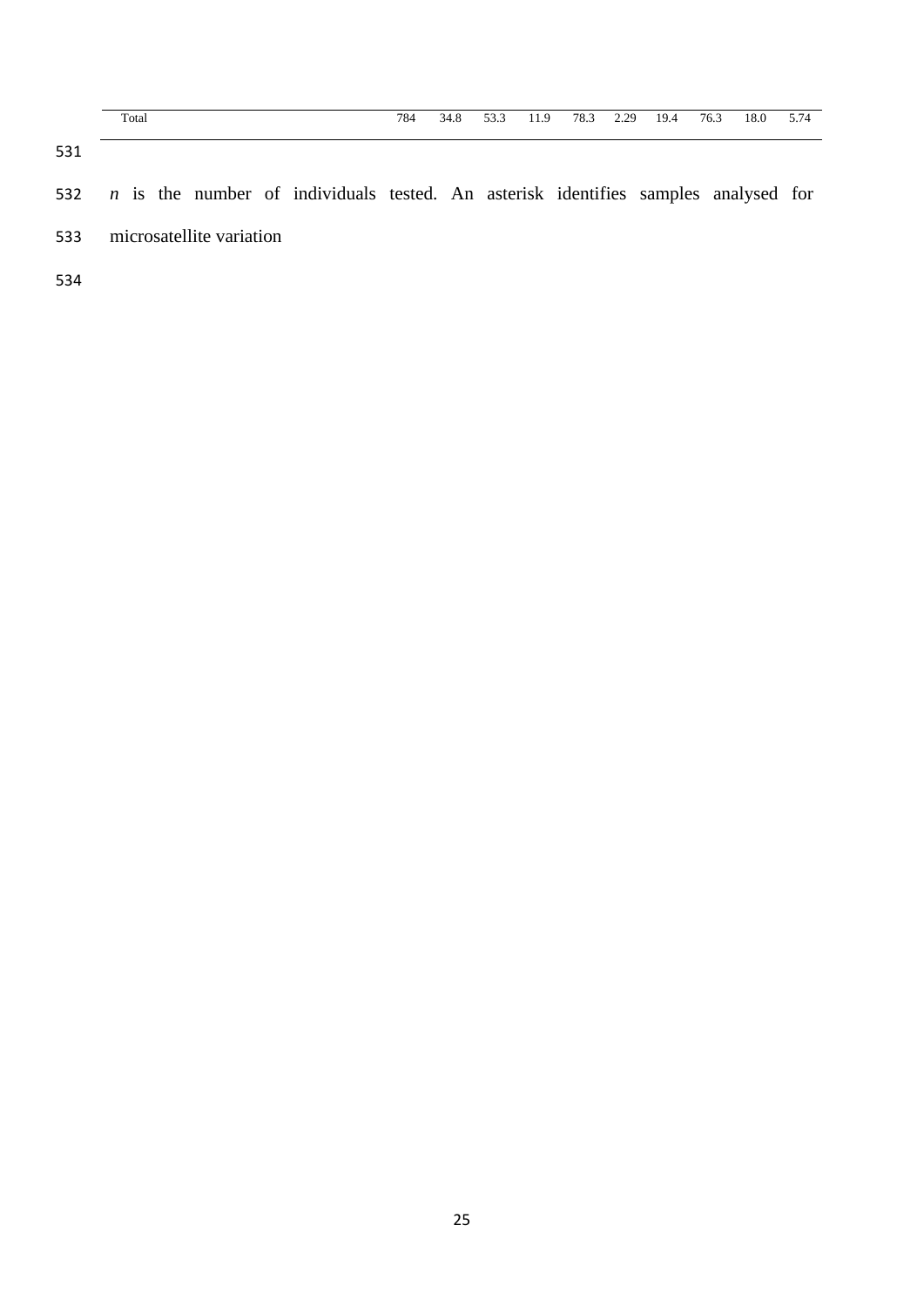| | | | | | | | | | | |
|---|---|---|---|---|---|---|---|---|---|---|
| Total | 784 | 34.8 | 53.3 | 11.9 | 78.3 | 2.29 | 19.4 | 76.3 | 18.0 | 5.74 |

*n* is the number of individuals tested. An asterisk identifies samples analysed for microsatellite variation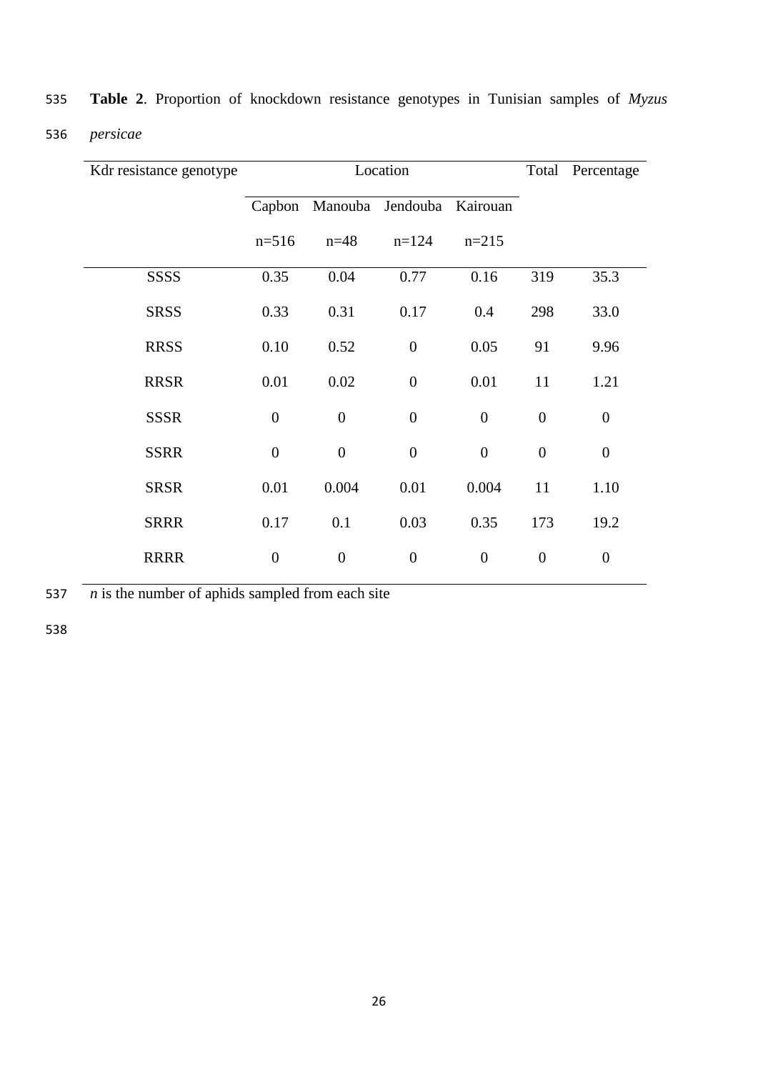**Table 2**. Proportion of knockdown resistance genotypes in Tunisian samples of *Myzus persicae*

| Kdr resistance genotype | Location | | | | Total | Percentage |
|---|---|---|---|---|---|---|
| | Capbon | Manouba | Jendouba | Kairouan | | |
| | n=516 | n=48 | n=124 | n=215 | | |
| SSSS | 0.35 | 0.04 | 0.77 | 0.16 | 319 | 35.3 |
| SRSS | 0.33 | 0.31 | 0.17 | 0.4 | 298 | 33.0 |
| RRSS | 0.10 | 0.52 | 0 | 0.05 | 91 | 9.96 |
| RRSR | 0.01 | 0.02 | 0 | 0.01 | 11 | 1.21 |
| SSSR | 0 | 0 | 0 | 0 | 0 | 0 |
| SSRR | 0 | 0 | 0 | 0 | 0 | 0 |
| SRSR | 0.01 | 0.004 | 0.01 | 0.004 | 11 | 1.10 |
| SRRR | 0.17 | 0.1 | 0.03 | 0.35 | 173 | 19.2 |
| RRRR | 0 | 0 | 0 | 0 | 0 | 0 |

*n* is the number of aphids sampled from each site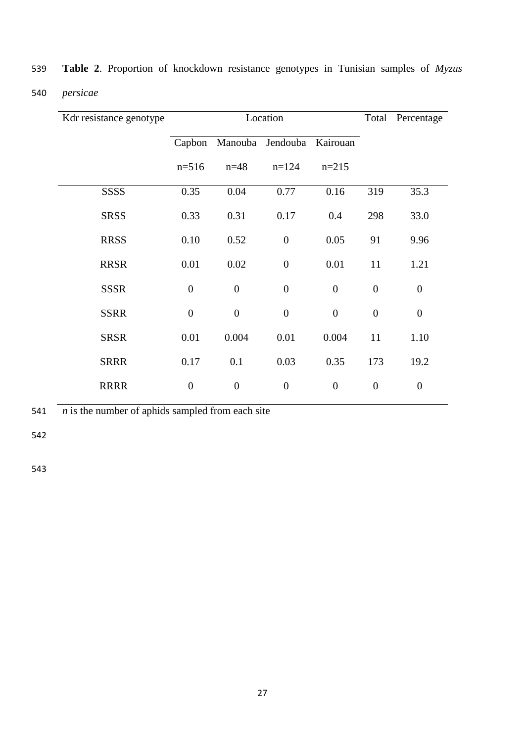**Table 2**. Proportion of knockdown resistance genotypes in Tunisian samples of *Myzus persicae*

| Kdr resistance genotype | Location | | | | Total | Percentage |
|---|---|---|---|---|---|---|
| | Capbon | Manouba | Jendouba | Kairouan | | |
| | n=516 | n=48 | n=124 | n=215 | | |
| SSSS | 0.35 | 0.04 | 0.77 | 0.16 | 319 | 35.3 |
| SRSS | 0.33 | 0.31 | 0.17 | 0.4 | 298 | 33.0 |
| RRSS | 0.10 | 0.52 | 0 | 0.05 | 91 | 9.96 |
| RRSR | 0.01 | 0.02 | 0 | 0.01 | 11 | 1.21 |
| SSSR | 0 | 0 | 0 | 0 | 0 | 0 |
| SSRR | 0 | 0 | 0 | 0 | 0 | 0 |
| SRSR | 0.01 | 0.004 | 0.01 | 0.004 | 11 | 1.10 |
| SRRR | 0.17 | 0.1 | 0.03 | 0.35 | 173 | 19.2 |
| RRRR | 0 | 0 | 0 | 0 | 0 | 0 |

*n* is the number of aphids sampled from each site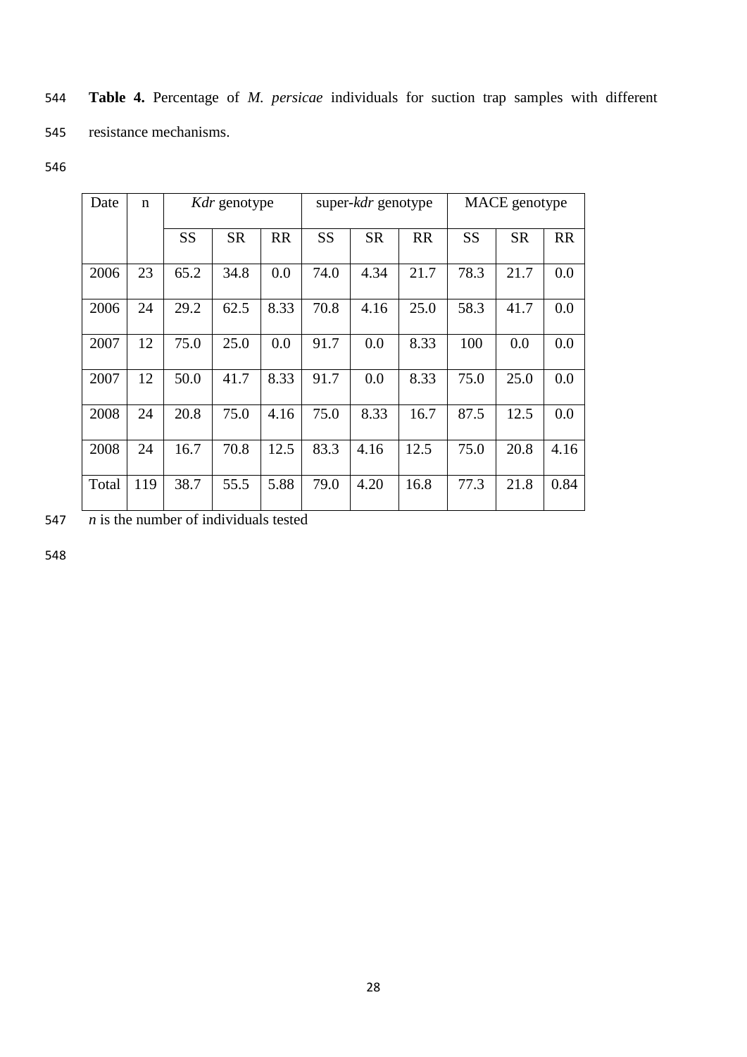**Table 4.** Percentage of *M. persicae* individuals for suction trap samples with different resistance mechanisms.

| Date | n | *Kdr* genotype | | | super-*kdr* genotype | | | MACE genotype | | |
|---|---|---|---|---|---|---|---|---|---|---|
| | | SS | SR | RR | SS | SR | RR | SS | SR | RR |
| 2006 | 23 | 65.2 | 34.8 | 0.0 | 74.0 | 4.34 | 21.7 | 78.3 | 21.7 | 0.0 |
| 2006 | 24 | 29.2 | 62.5 | 8.33 | 70.8 | 4.16 | 25.0 | 58.3 | 41.7 | 0.0 |
| 2007 | 12 | 75.0 | 25.0 | 0.0 | 91.7 | 0.0 | 8.33 | 100 | 0.0 | 0.0 |
| 2007 | 12 | 50.0 | 41.7 | 8.33 | 91.7 | 0.0 | 8.33 | 75.0 | 25.0 | 0.0 |
| 2008 | 24 | 20.8 | 75.0 | 4.16 | 75.0 | 8.33 | 16.7 | 87.5 | 12.5 | 0.0 |
| 2008 | 24 | 16.7 | 70.8 | 12.5 | 83.3 | 4.16 | 12.5 | 75.0 | 20.8 | 4.16 |
| Total | 119 | 38.7 | 55.5 | 5.88 | 79.0 | 4.20 | 16.8 | 77.3 | 21.8 | 0.84 |

*n* is the number of individuals tested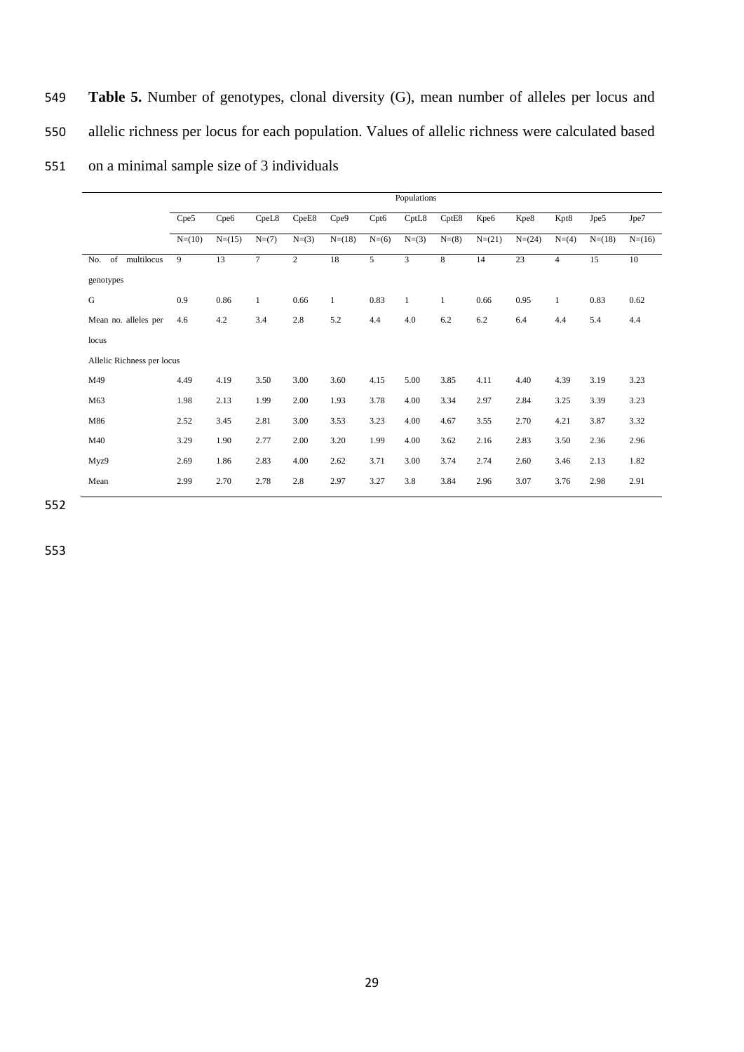**Table 5.** Number of genotypes, clonal diversity (G), mean number of alleles per locus and allelic richness per locus for each population. Values of allelic richness were calculated based on a minimal sample size of 3 individuals

| | Populations | | | | | | | | | | | | |
|---|---|---|---|---|---|---|---|---|---|---|---|---|---|
| | Cpe5 | Cpe6 | CpeL8 | CpeE8 | Cpe9 | Cpt6 | CptL8 | CptE8 | Kpe6 | Kpe8 | Kpt8 | Jpe5 | Jpe7 |
| | N=(10) | N=(15) | N=(7) | N=(3) | N=(18) | N=(6) | N=(3) | N=(8) | N=(21) | N=(24) | N=(4) | N=(18) | N=(16) |
| No. of multilocus genotypes | 9 | 13 | 7 | 2 | 18 | 5 | 3 | 8 | 14 | 23 | 4 | 15 | 10 |
| G | 0.9 | 0.86 | 1 | 0.66 | 1 | 0.83 | 1 | 1 | 0.66 | 0.95 | 1 | 0.83 | 0.62 |
| Mean no. alleles per locus | 4.6 | 4.2 | 3.4 | 2.8 | 5.2 | 4.4 | 4.0 | 6.2 | 6.2 | 6.4 | 4.4 | 5.4 | 4.4 |
| Allelic Richness per locus | | | | | | | | | | | | | |
| M49 | 4.49 | 4.19 | 3.50 | 3.00 | 3.60 | 4.15 | 5.00 | 3.85 | 4.11 | 4.40 | 4.39 | 3.19 | 3.23 |
| M63 | 1.98 | 2.13 | 1.99 | 2.00 | 1.93 | 3.78 | 4.00 | 3.34 | 2.97 | 2.84 | 3.25 | 3.39 | 3.23 |
| M86 | 2.52 | 3.45 | 2.81 | 3.00 | 3.53 | 3.23 | 4.00 | 4.67 | 3.55 | 2.70 | 4.21 | 3.87 | 3.32 |
| M40 | 3.29 | 1.90 | 2.77 | 2.00 | 3.20 | 1.99 | 4.00 | 3.62 | 2.16 | 2.83 | 3.50 | 2.36 | 2.96 |
| Myz9 | 2.69 | 1.86 | 2.83 | 4.00 | 2.62 | 3.71 | 3.00 | 3.74 | 2.74 | 2.60 | 3.46 | 2.13 | 1.82 |
| Mean | 2.99 | 2.70 | 2.78 | 2.8 | 2.97 | 3.27 | 3.8 | 3.84 | 2.96 | 3.07 | 3.76 | 2.98 | 2.91 |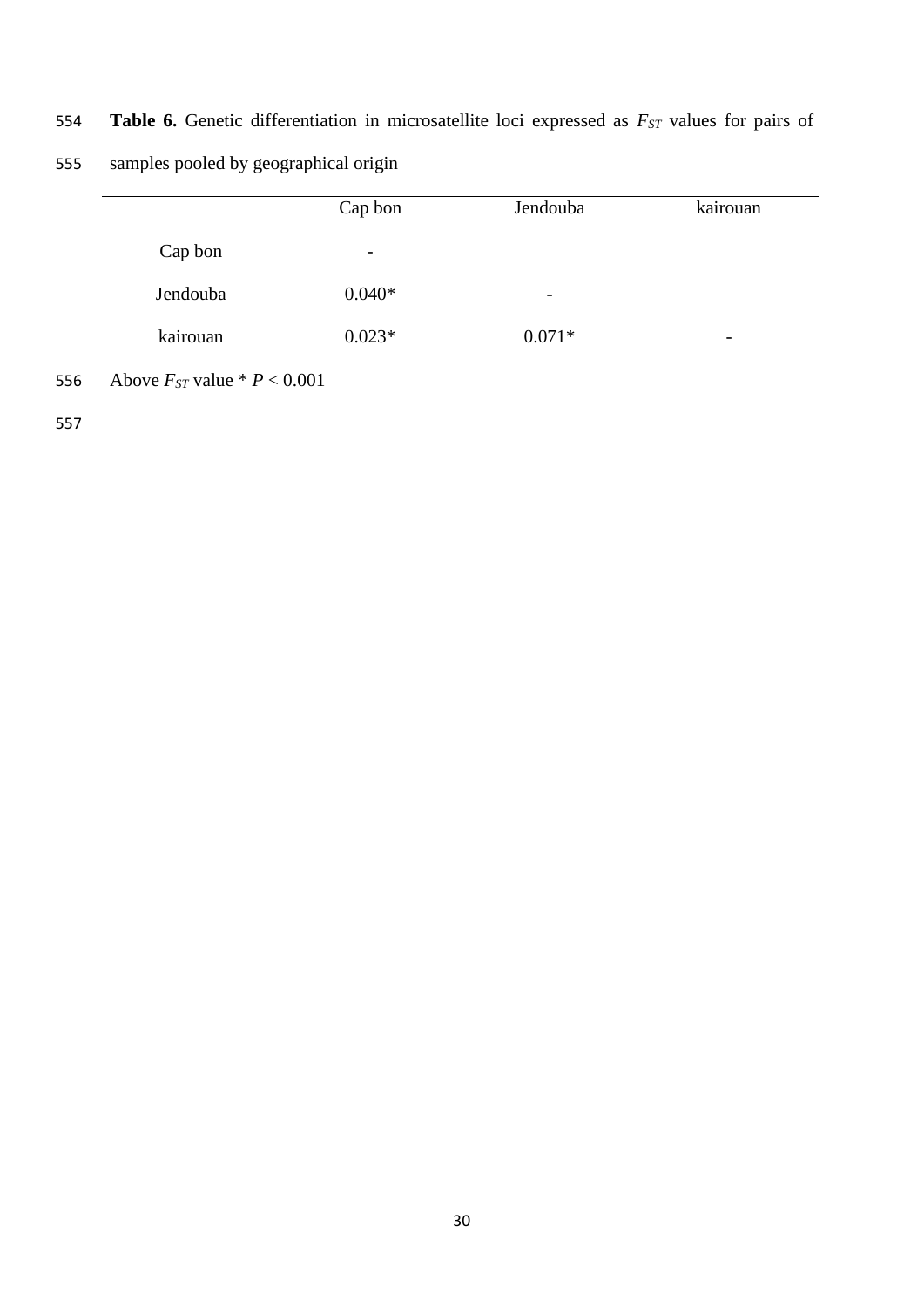**Table 6.** Genetic differentiation in microsatellite loci expressed as $F_{ST}$ values for pairs of samples pooled by geographical origin

| | Cap bon | Jendouba | kairouan |
|---|---|---|---|
| Cap bon | - | | |
| Jendouba | 0.040* | - | |
| kairouan | 0.023* | 0.071* | - |

Above $F_{ST}$ value * $P < 0.001$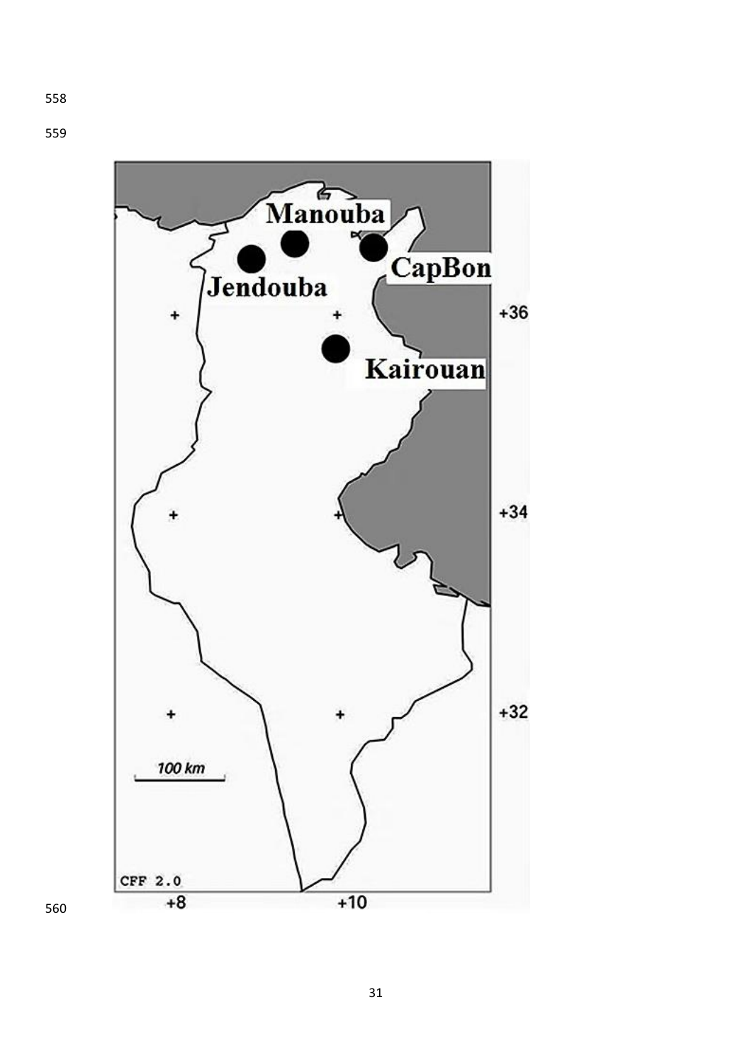Manouba

CapBon

Jendouba

Kairouan

+36

+34

+32

100 km

CFF 2.0

+8

+10